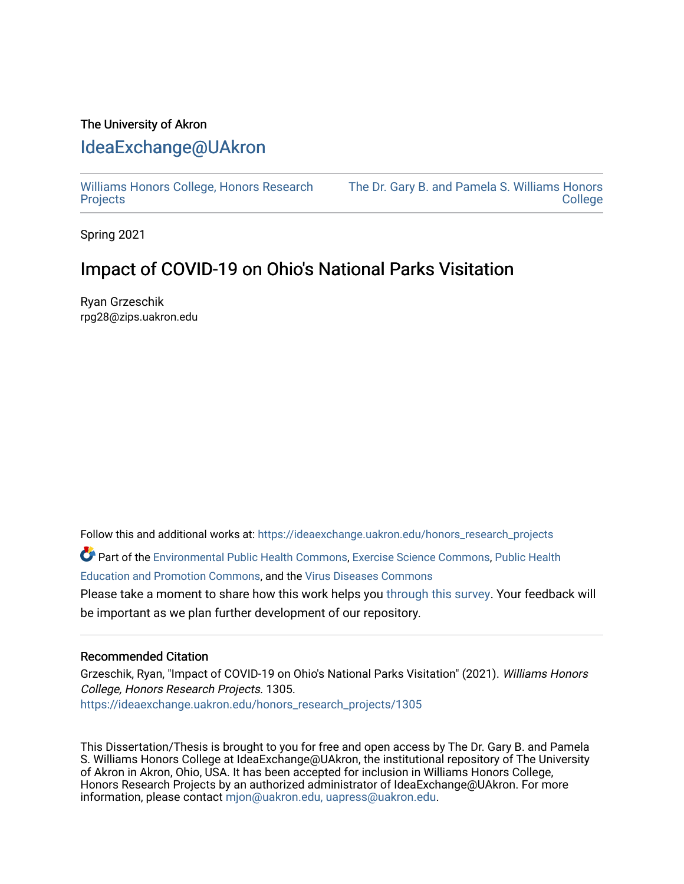The University of Akron

# IdeaExchange@UAkron

Williams Honors College, Honors Research Projects

The Dr. Gary B. and Pamela S. Williams Honors College

Spring 2021

## Impact of COVID-19 on Ohio's National Parks Visitation

Ryan Grzeschik
rpg28@zips.uakron.edu

Follow this and additional works at: https://ideaexchange.uakron.edu/honors_research_projects

Part of the Environmental Public Health Commons, Exercise Science Commons, Public Health Education and Promotion Commons, and the Virus Diseases Commons

Please take a moment to share how this work helps you through this survey. Your feedback will be important as we plan further development of our repository.

### Recommended Citation

Grzeschik, Ryan, "Impact of COVID-19 on Ohio's National Parks Visitation" (2021). *Williams Honors College, Honors Research Projects*. 1305.
https://ideaexchange.uakron.edu/honors_research_projects/1305

This Dissertation/Thesis is brought to you for free and open access by The Dr. Gary B. and Pamela S. Williams Honors College at IdeaExchange@UAkron, the institutional repository of The University of Akron in Akron, Ohio, USA. It has been accepted for inclusion in Williams Honors College, Honors Research Projects by an authorized administrator of IdeaExchange@UAkron. For more information, please contact mjon@uakron.edu, uapress@uakron.edu.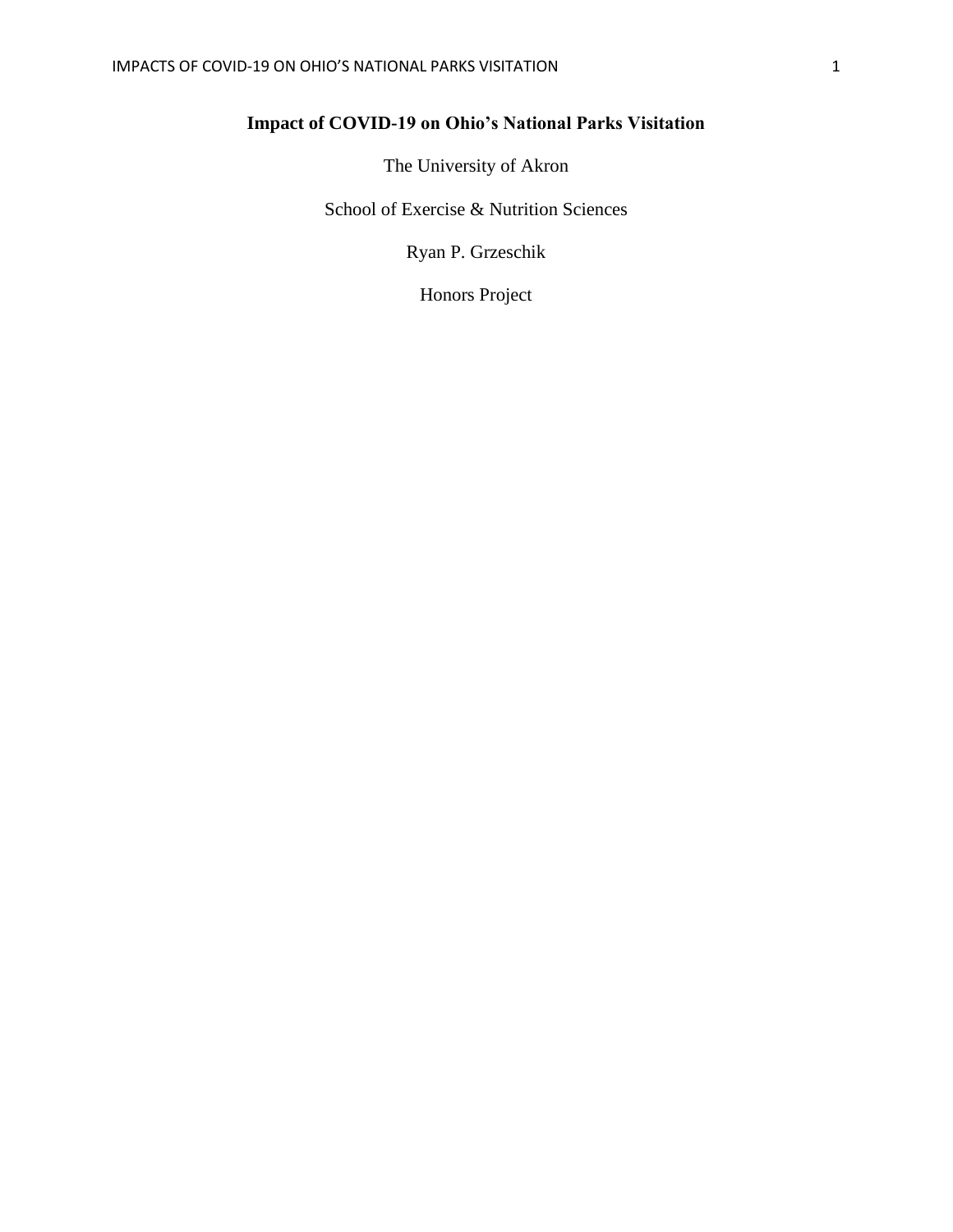# Impact of COVID-19 on Ohio's National Parks Visitation

The University of Akron

School of Exercise & Nutrition Sciences

Ryan P. Grzeschik

Honors Project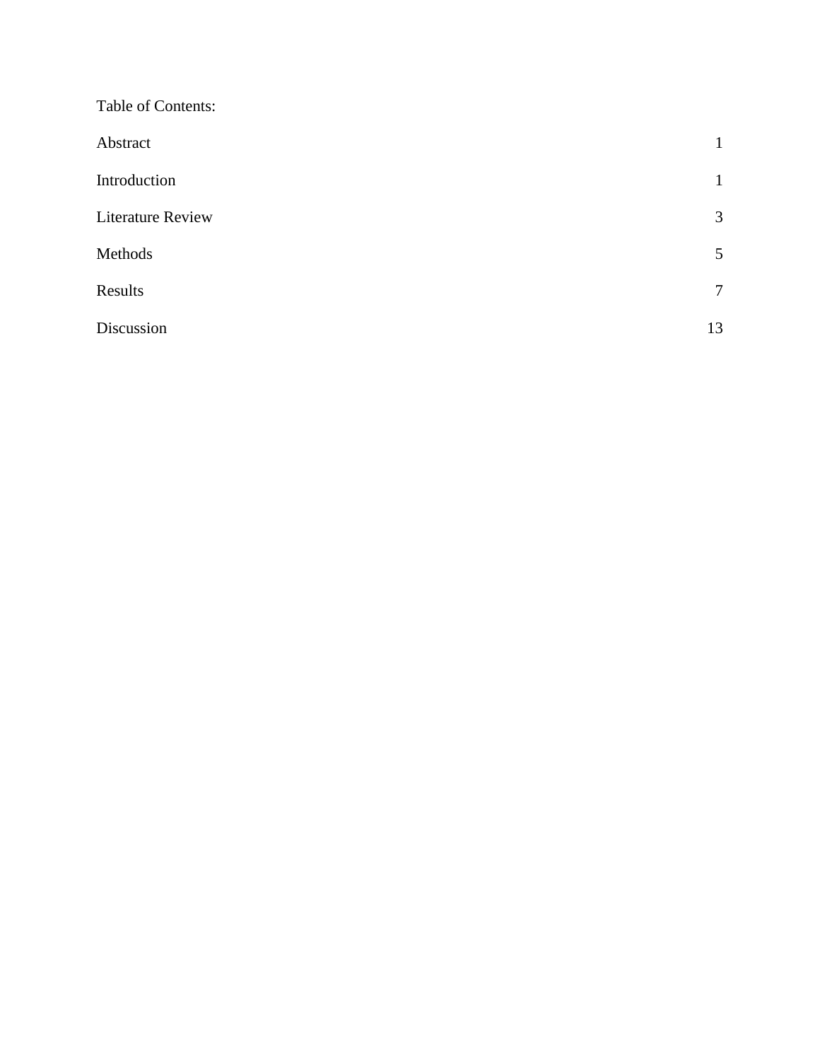Table of Contents:

| | |
|---|---|
| Abstract | 1 |
| Introduction | 1 |
| Literature Review | 3 |
| Methods | 5 |
| Results | 7 |
| Discussion | 13 |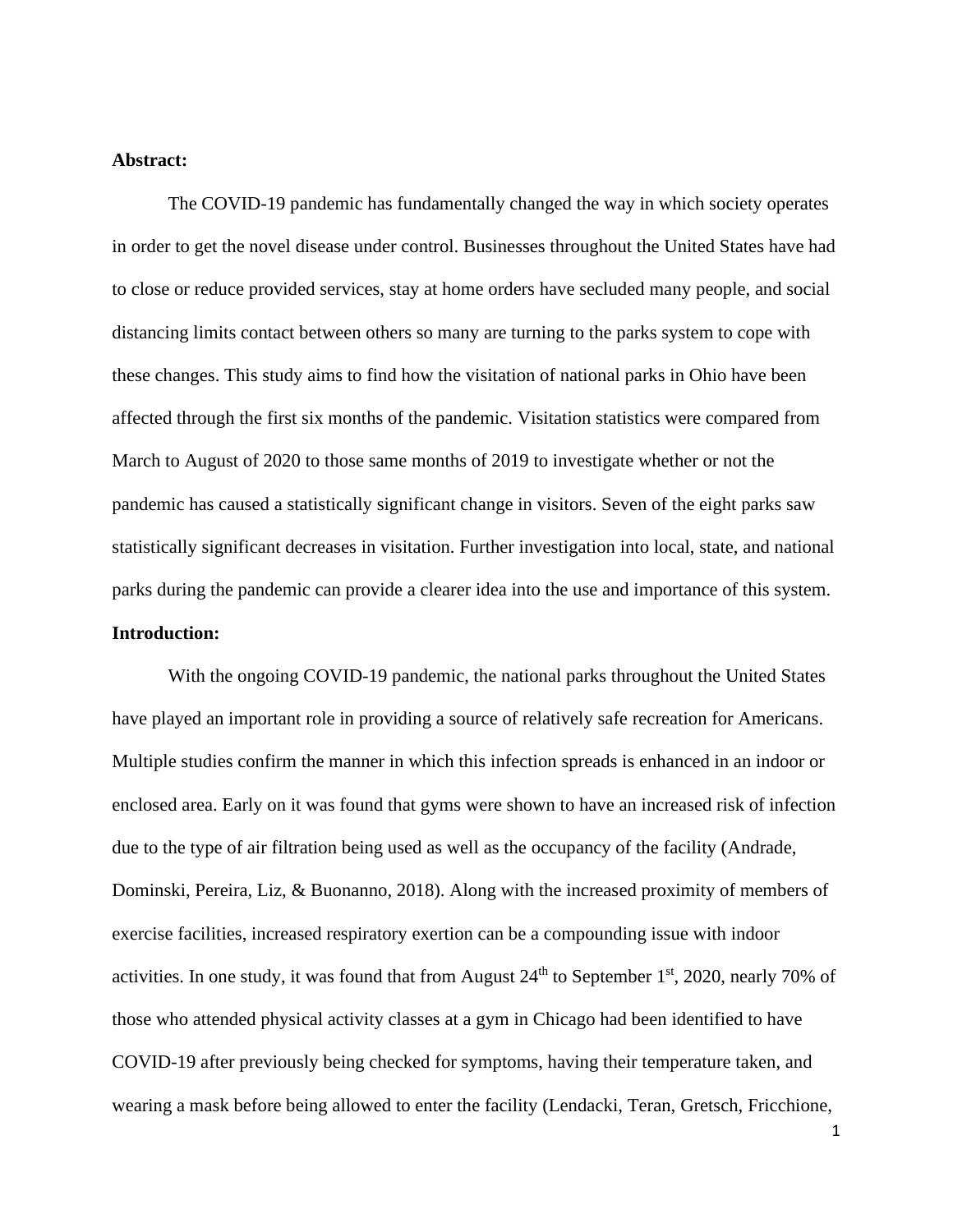**Abstract:**

The COVID-19 pandemic has fundamentally changed the way in which society operates in order to get the novel disease under control. Businesses throughout the United States have had to close or reduce provided services, stay at home orders have secluded many people, and social distancing limits contact between others so many are turning to the parks system to cope with these changes. This study aims to find how the visitation of national parks in Ohio have been affected through the first six months of the pandemic. Visitation statistics were compared from March to August of 2020 to those same months of 2019 to investigate whether or not the pandemic has caused a statistically significant change in visitors. Seven of the eight parks saw statistically significant decreases in visitation. Further investigation into local, state, and national parks during the pandemic can provide a clearer idea into the use and importance of this system.

**Introduction:**

With the ongoing COVID-19 pandemic, the national parks throughout the United States have played an important role in providing a source of relatively safe recreation for Americans. Multiple studies confirm the manner in which this infection spreads is enhanced in an indoor or enclosed area. Early on it was found that gyms were shown to have an increased risk of infection due to the type of air filtration being used as well as the occupancy of the facility (Andrade, Dominski, Pereira, Liz, & Buonanno, 2018). Along with the increased proximity of members of exercise facilities, increased respiratory exertion can be a compounding issue with indoor activities. In one study, it was found that from August 24th to September 1st, 2020, nearly 70% of those who attended physical activity classes at a gym in Chicago had been identified to have COVID-19 after previously being checked for symptoms, having their temperature taken, and wearing a mask before being allowed to enter the facility (Lendacki, Teran, Gretsch, Fricchione,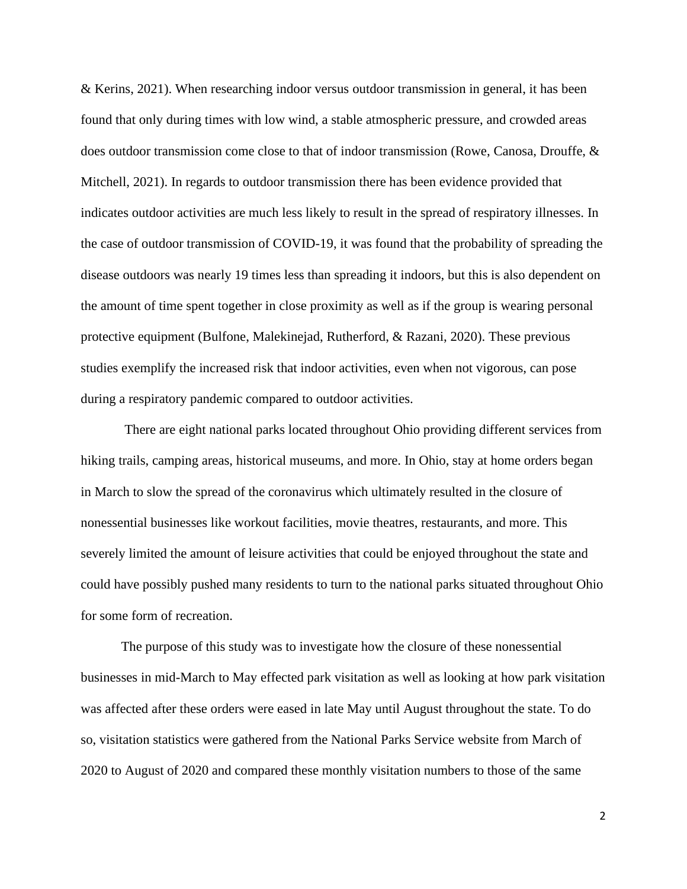& Kerins, 2021). When researching indoor versus outdoor transmission in general, it has been found that only during times with low wind, a stable atmospheric pressure, and crowded areas does outdoor transmission come close to that of indoor transmission (Rowe, Canosa, Drouffe, & Mitchell, 2021). In regards to outdoor transmission there has been evidence provided that indicates outdoor activities are much less likely to result in the spread of respiratory illnesses. In the case of outdoor transmission of COVID-19, it was found that the probability of spreading the disease outdoors was nearly 19 times less than spreading it indoors, but this is also dependent on the amount of time spent together in close proximity as well as if the group is wearing personal protective equipment (Bulfone, Malekinejad, Rutherford, & Razani, 2020). These previous studies exemplify the increased risk that indoor activities, even when not vigorous, can pose during a respiratory pandemic compared to outdoor activities.

There are eight national parks located throughout Ohio providing different services from hiking trails, camping areas, historical museums, and more. In Ohio, stay at home orders began in March to slow the spread of the coronavirus which ultimately resulted in the closure of nonessential businesses like workout facilities, movie theatres, restaurants, and more. This severely limited the amount of leisure activities that could be enjoyed throughout the state and could have possibly pushed many residents to turn to the national parks situated throughout Ohio for some form of recreation.

The purpose of this study was to investigate how the closure of these nonessential businesses in mid-March to May effected park visitation as well as looking at how park visitation was affected after these orders were eased in late May until August throughout the state. To do so, visitation statistics were gathered from the National Parks Service website from March of 2020 to August of 2020 and compared these monthly visitation numbers to those of the same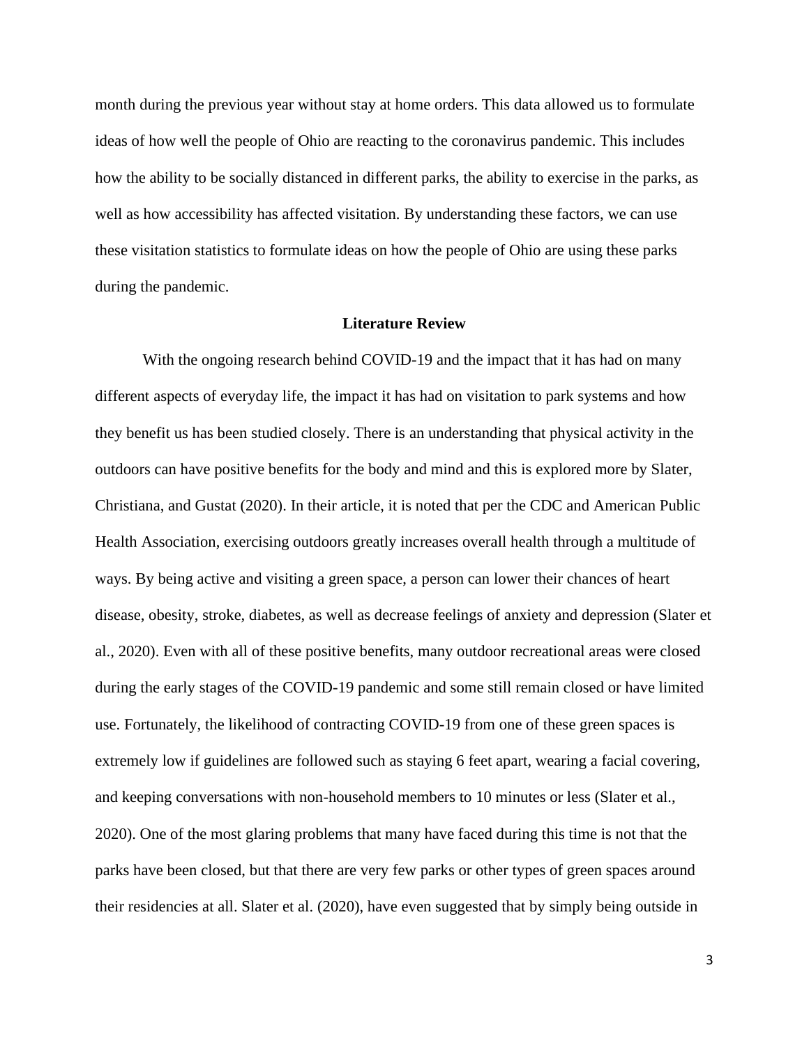month during the previous year without stay at home orders. This data allowed us to formulate ideas of how well the people of Ohio are reacting to the coronavirus pandemic. This includes how the ability to be socially distanced in different parks, the ability to exercise in the parks, as well as how accessibility has affected visitation. By understanding these factors, we can use these visitation statistics to formulate ideas on how the people of Ohio are using these parks during the pandemic.

## Literature Review

With the ongoing research behind COVID-19 and the impact that it has had on many different aspects of everyday life, the impact it has had on visitation to park systems and how they benefit us has been studied closely. There is an understanding that physical activity in the outdoors can have positive benefits for the body and mind and this is explored more by Slater, Christiana, and Gustat (2020). In their article, it is noted that per the CDC and American Public Health Association, exercising outdoors greatly increases overall health through a multitude of ways. By being active and visiting a green space, a person can lower their chances of heart disease, obesity, stroke, diabetes, as well as decrease feelings of anxiety and depression (Slater et al., 2020). Even with all of these positive benefits, many outdoor recreational areas were closed during the early stages of the COVID-19 pandemic and some still remain closed or have limited use. Fortunately, the likelihood of contracting COVID-19 from one of these green spaces is extremely low if guidelines are followed such as staying 6 feet apart, wearing a facial covering, and keeping conversations with non-household members to 10 minutes or less (Slater et al., 2020). One of the most glaring problems that many have faced during this time is not that the parks have been closed, but that there are very few parks or other types of green spaces around their residencies at all. Slater et al. (2020), have even suggested that by simply being outside in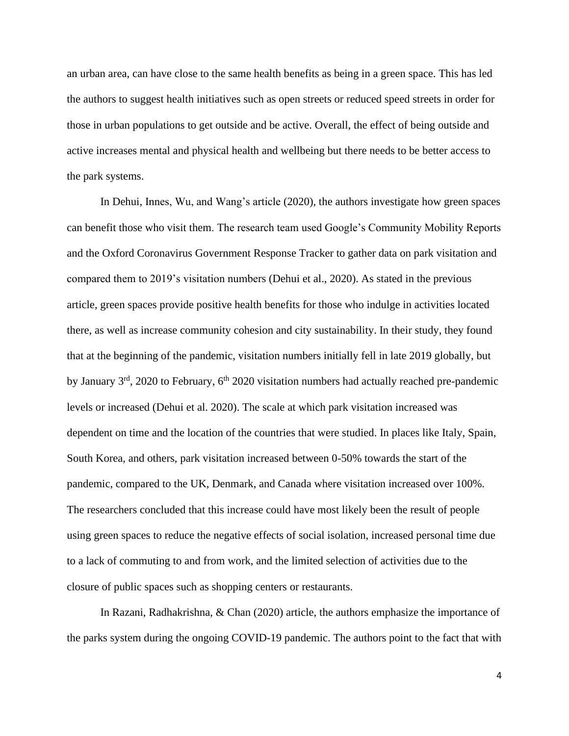an urban area, can have close to the same health benefits as being in a green space. This has led the authors to suggest health initiatives such as open streets or reduced speed streets in order for those in urban populations to get outside and be active. Overall, the effect of being outside and active increases mental and physical health and wellbeing but there needs to be better access to the park systems.

In Dehui, Innes, Wu, and Wang's article (2020), the authors investigate how green spaces can benefit those who visit them. The research team used Google's Community Mobility Reports and the Oxford Coronavirus Government Response Tracker to gather data on park visitation and compared them to 2019's visitation numbers (Dehui et al., 2020). As stated in the previous article, green spaces provide positive health benefits for those who indulge in activities located there, as well as increase community cohesion and city sustainability. In their study, they found that at the beginning of the pandemic, visitation numbers initially fell in late 2019 globally, but by January 3rd, 2020 to February, 6th 2020 visitation numbers had actually reached pre-pandemic levels or increased (Dehui et al. 2020). The scale at which park visitation increased was dependent on time and the location of the countries that were studied. In places like Italy, Spain, South Korea, and others, park visitation increased between 0-50% towards the start of the pandemic, compared to the UK, Denmark, and Canada where visitation increased over 100%. The researchers concluded that this increase could have most likely been the result of people using green spaces to reduce the negative effects of social isolation, increased personal time due to a lack of commuting to and from work, and the limited selection of activities due to the closure of public spaces such as shopping centers or restaurants.

In Razani, Radhakrishna, & Chan (2020) article, the authors emphasize the importance of the parks system during the ongoing COVID-19 pandemic. The authors point to the fact that with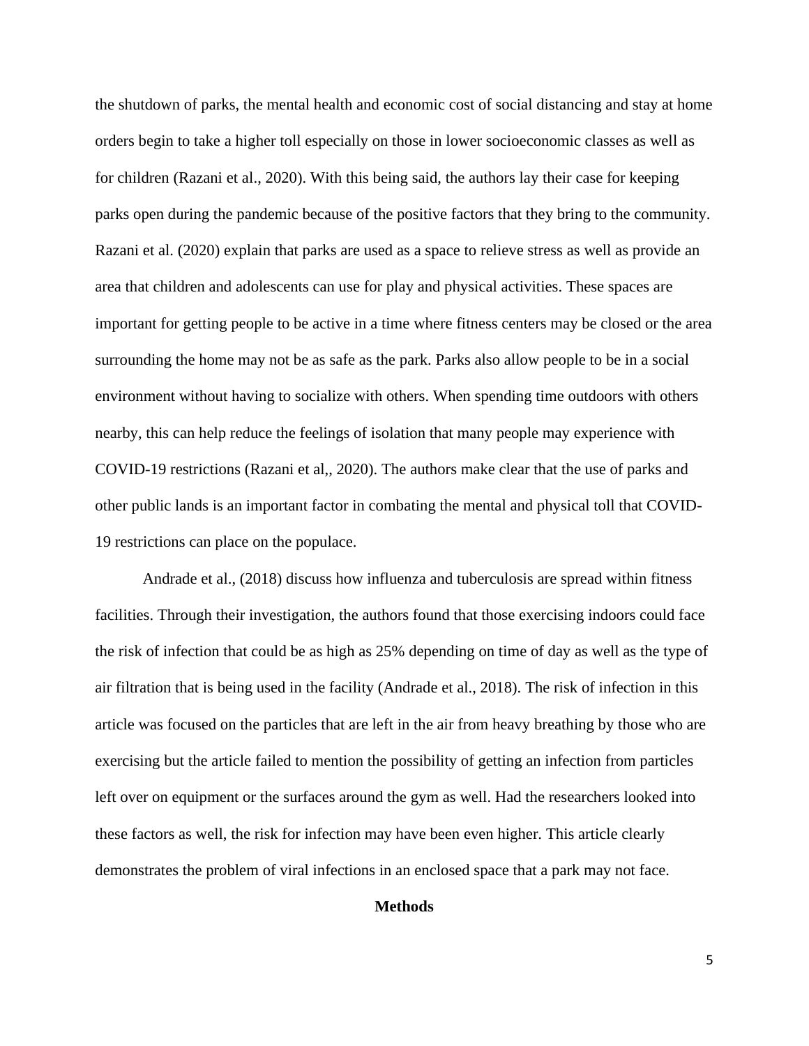the shutdown of parks, the mental health and economic cost of social distancing and stay at home orders begin to take a higher toll especially on those in lower socioeconomic classes as well as for children (Razani et al., 2020). With this being said, the authors lay their case for keeping parks open during the pandemic because of the positive factors that they bring to the community. Razani et al. (2020) explain that parks are used as a space to relieve stress as well as provide an area that children and adolescents can use for play and physical activities. These spaces are important for getting people to be active in a time where fitness centers may be closed or the area surrounding the home may not be as safe as the park. Parks also allow people to be in a social environment without having to socialize with others. When spending time outdoors with others nearby, this can help reduce the feelings of isolation that many people may experience with COVID-19 restrictions (Razani et al,, 2020). The authors make clear that the use of parks and other public lands is an important factor in combating the mental and physical toll that COVID-19 restrictions can place on the populace.

Andrade et al., (2018) discuss how influenza and tuberculosis are spread within fitness facilities. Through their investigation, the authors found that those exercising indoors could face the risk of infection that could be as high as 25% depending on time of day as well as the type of air filtration that is being used in the facility (Andrade et al., 2018). The risk of infection in this article was focused on the particles that are left in the air from heavy breathing by those who are exercising but the article failed to mention the possibility of getting an infection from particles left over on equipment or the surfaces around the gym as well. Had the researchers looked into these factors as well, the risk for infection may have been even higher. This article clearly demonstrates the problem of viral infections in an enclosed space that a park may not face.

## Methods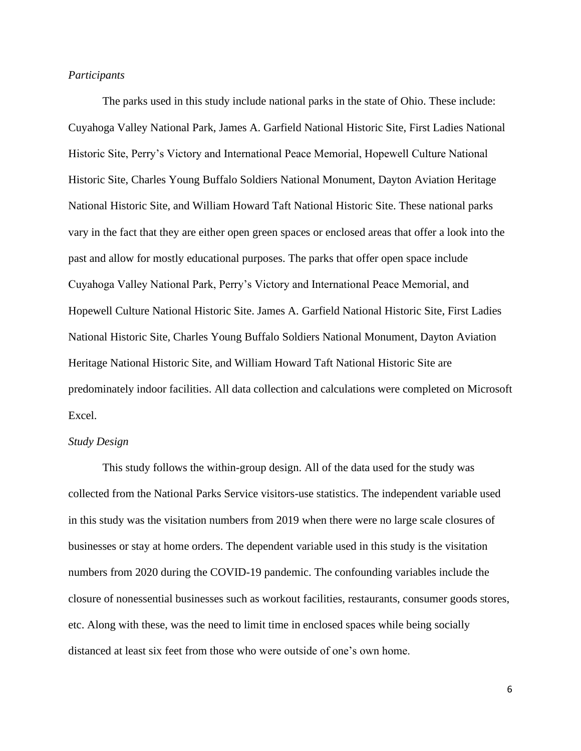*Participants*

The parks used in this study include national parks in the state of Ohio. These include: Cuyahoga Valley National Park, James A. Garfield National Historic Site, First Ladies National Historic Site, Perry's Victory and International Peace Memorial, Hopewell Culture National Historic Site, Charles Young Buffalo Soldiers National Monument, Dayton Aviation Heritage National Historic Site, and William Howard Taft National Historic Site. These national parks vary in the fact that they are either open green spaces or enclosed areas that offer a look into the past and allow for mostly educational purposes. The parks that offer open space include Cuyahoga Valley National Park, Perry's Victory and International Peace Memorial, and Hopewell Culture National Historic Site. James A. Garfield National Historic Site, First Ladies National Historic Site, Charles Young Buffalo Soldiers National Monument, Dayton Aviation Heritage National Historic Site, and William Howard Taft National Historic Site are predominately indoor facilities. All data collection and calculations were completed on Microsoft Excel.

*Study Design*

This study follows the within-group design. All of the data used for the study was collected from the National Parks Service visitors-use statistics. The independent variable used in this study was the visitation numbers from 2019 when there were no large scale closures of businesses or stay at home orders. The dependent variable used in this study is the visitation numbers from 2020 during the COVID-19 pandemic. The confounding variables include the closure of nonessential businesses such as workout facilities, restaurants, consumer goods stores, etc. Along with these, was the need to limit time in enclosed spaces while being socially distanced at least six feet from those who were outside of one's own home.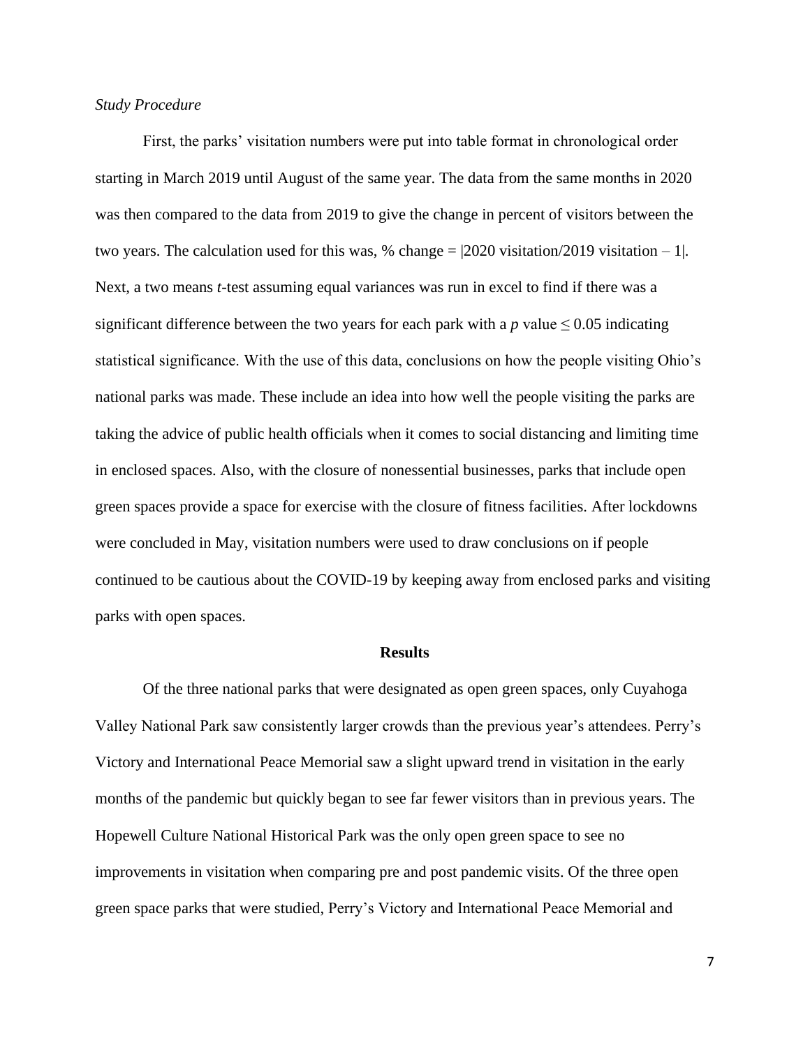*Study Procedure*

First, the parks' visitation numbers were put into table format in chronological order starting in March 2019 until August of the same year. The data from the same months in 2020 was then compared to the data from 2019 to give the change in percent of visitors between the two years. The calculation used for this was, % change = |2020 visitation/2019 visitation – 1|. Next, a two means *t*-test assuming equal variances was run in excel to find if there was a significant difference between the two years for each park with a $p$ value $\leq 0.05$ indicating statistical significance. With the use of this data, conclusions on how the people visiting Ohio's national parks was made. These include an idea into how well the people visiting the parks are taking the advice of public health officials when it comes to social distancing and limiting time in enclosed spaces. Also, with the closure of nonessential businesses, parks that include open green spaces provide a space for exercise with the closure of fitness facilities. After lockdowns were concluded in May, visitation numbers were used to draw conclusions on if people continued to be cautious about the COVID-19 by keeping away from enclosed parks and visiting parks with open spaces.

## Results

Of the three national parks that were designated as open green spaces, only Cuyahoga Valley National Park saw consistently larger crowds than the previous year's attendees. Perry's Victory and International Peace Memorial saw a slight upward trend in visitation in the early months of the pandemic but quickly began to see far fewer visitors than in previous years. The Hopewell Culture National Historical Park was the only open green space to see no improvements in visitation when comparing pre and post pandemic visits. Of the three open green space parks that were studied, Perry's Victory and International Peace Memorial and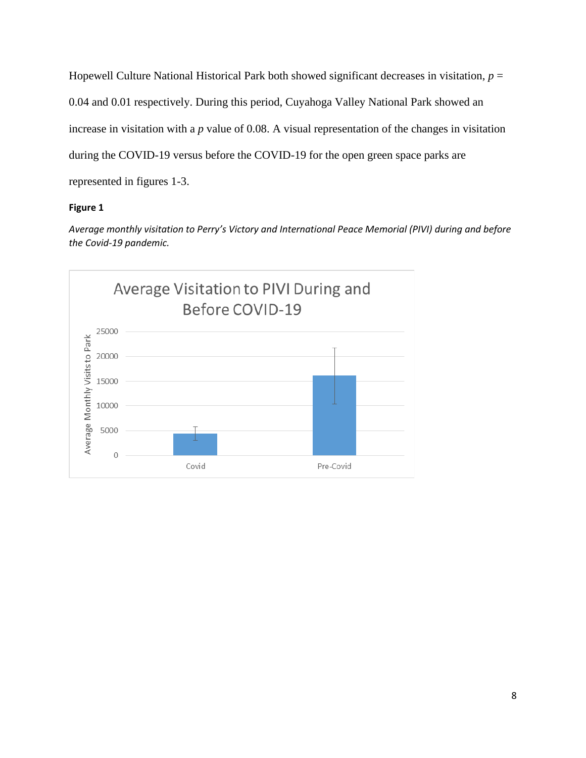Hopewell Culture National Historical Park both showed significant decreases in visitation, $p$ = 0.04 and 0.01 respectively. During this period, Cuyahoga Valley National Park showed an increase in visitation with a $p$ value of 0.08. A visual representation of the changes in visitation during the COVID-19 versus before the COVID-19 for the open green space parks are represented in figures 1-3.

**Figure 1**

*Average monthly visitation to Perry's Victory and International Peace Memorial (PIVI) during and before the Covid-19 pandemic.*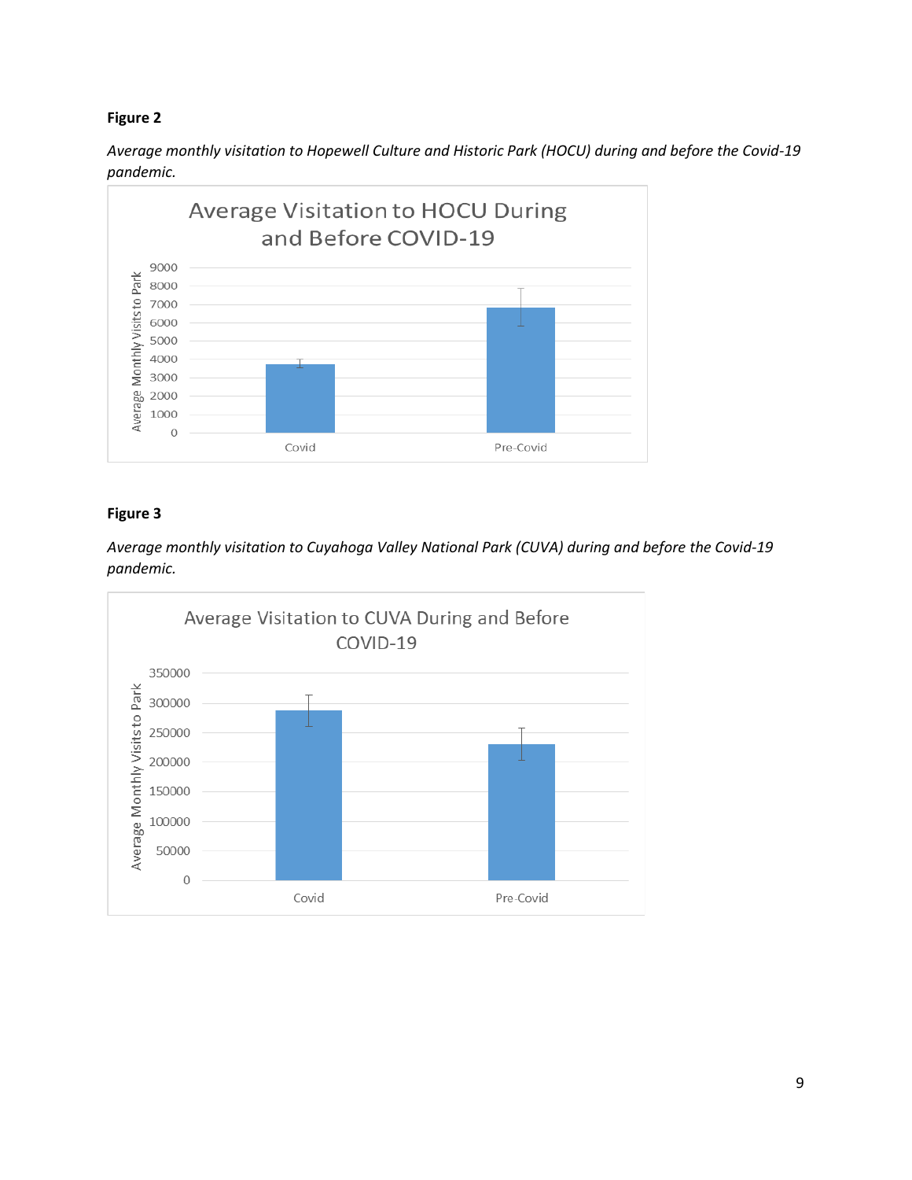**Figure 2**

*Average monthly visitation to Hopewell Culture and Historic Park (HOCU) during and before the Covid-19 pandemic.*

**Figure 3**

*Average monthly visitation to Cuyahoga Valley National Park (CUVA) during and before the Covid-19 pandemic.*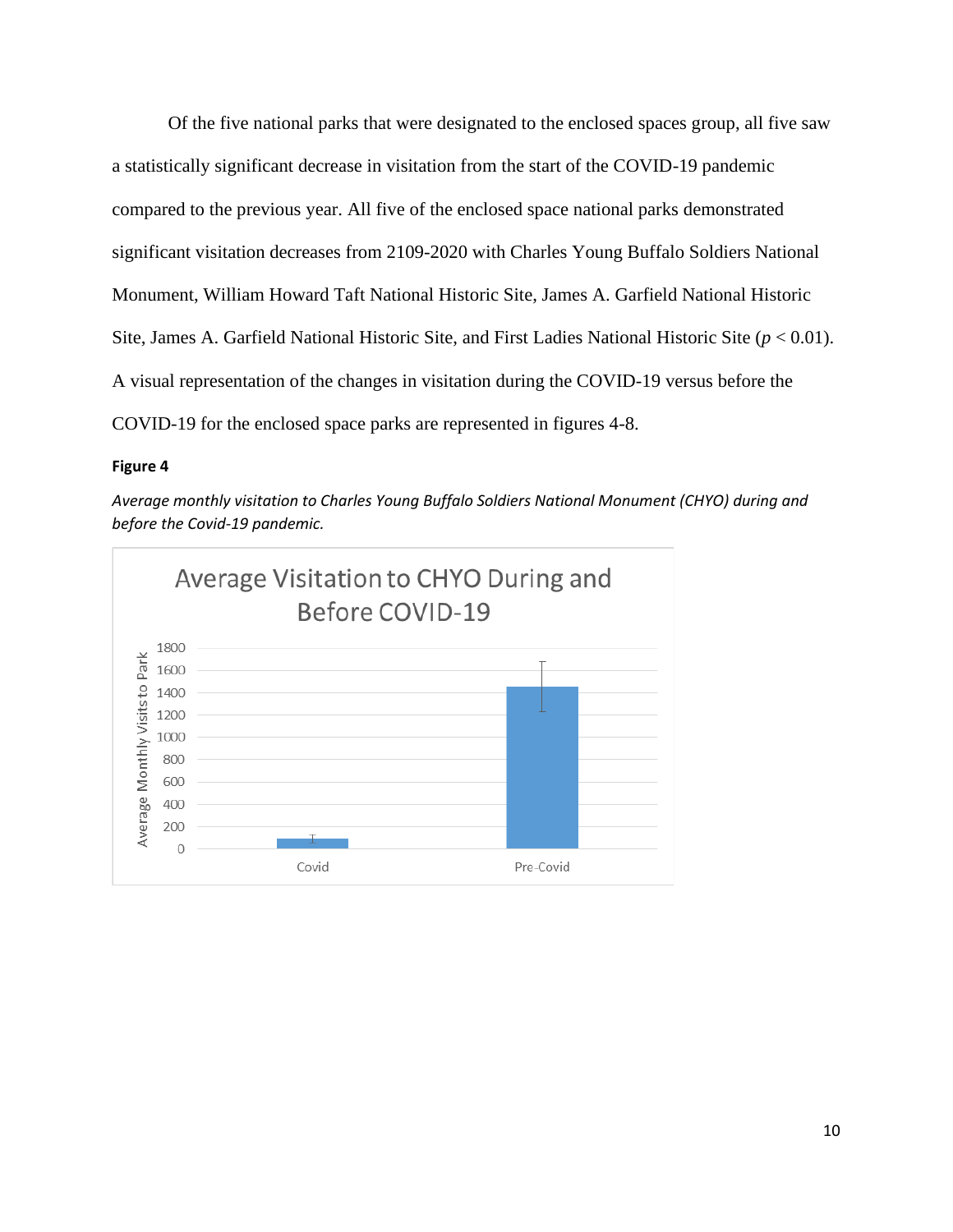Of the five national parks that were designated to the enclosed spaces group, all five saw a statistically significant decrease in visitation from the start of the COVID-19 pandemic compared to the previous year. All five of the enclosed space national parks demonstrated significant visitation decreases from 2109-2020 with Charles Young Buffalo Soldiers National Monument, William Howard Taft National Historic Site, James A. Garfield National Historic Site, James A. Garfield National Historic Site, and First Ladies National Historic Site ($p < 0.01$). A visual representation of the changes in visitation during the COVID-19 versus before the COVID-19 for the enclosed space parks are represented in figures 4-8.

**Figure 4**

*Average monthly visitation to Charles Young Buffalo Soldiers National Monument (CHYO) during and before the Covid-19 pandemic.*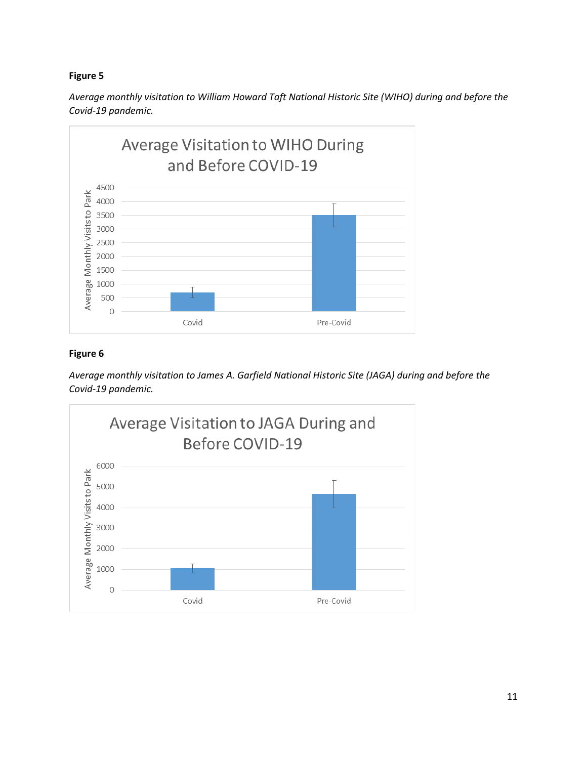**Figure 5**

*Average monthly visitation to William Howard Taft National Historic Site (WIHO) during and before the Covid-19 pandemic.*

**Figure 6**

*Average monthly visitation to James A. Garfield National Historic Site (JAGA) during and before the Covid-19 pandemic.*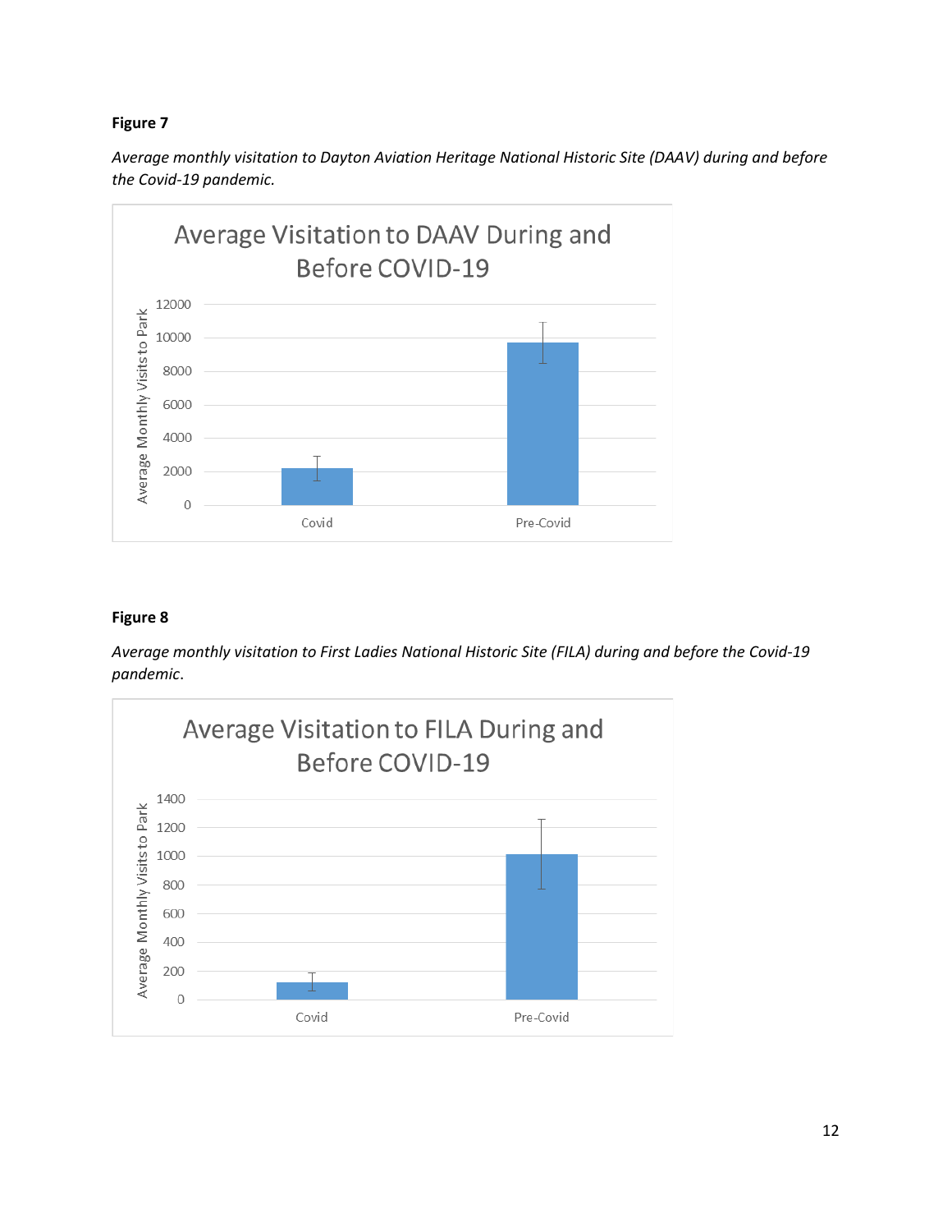**Figure 7**

*Average monthly visitation to Dayton Aviation Heritage National Historic Site (DAAV) during and before the Covid-19 pandemic.*

**Figure 8**

*Average monthly visitation to First Ladies National Historic Site (FILA) during and before the Covid-19 pandemic.*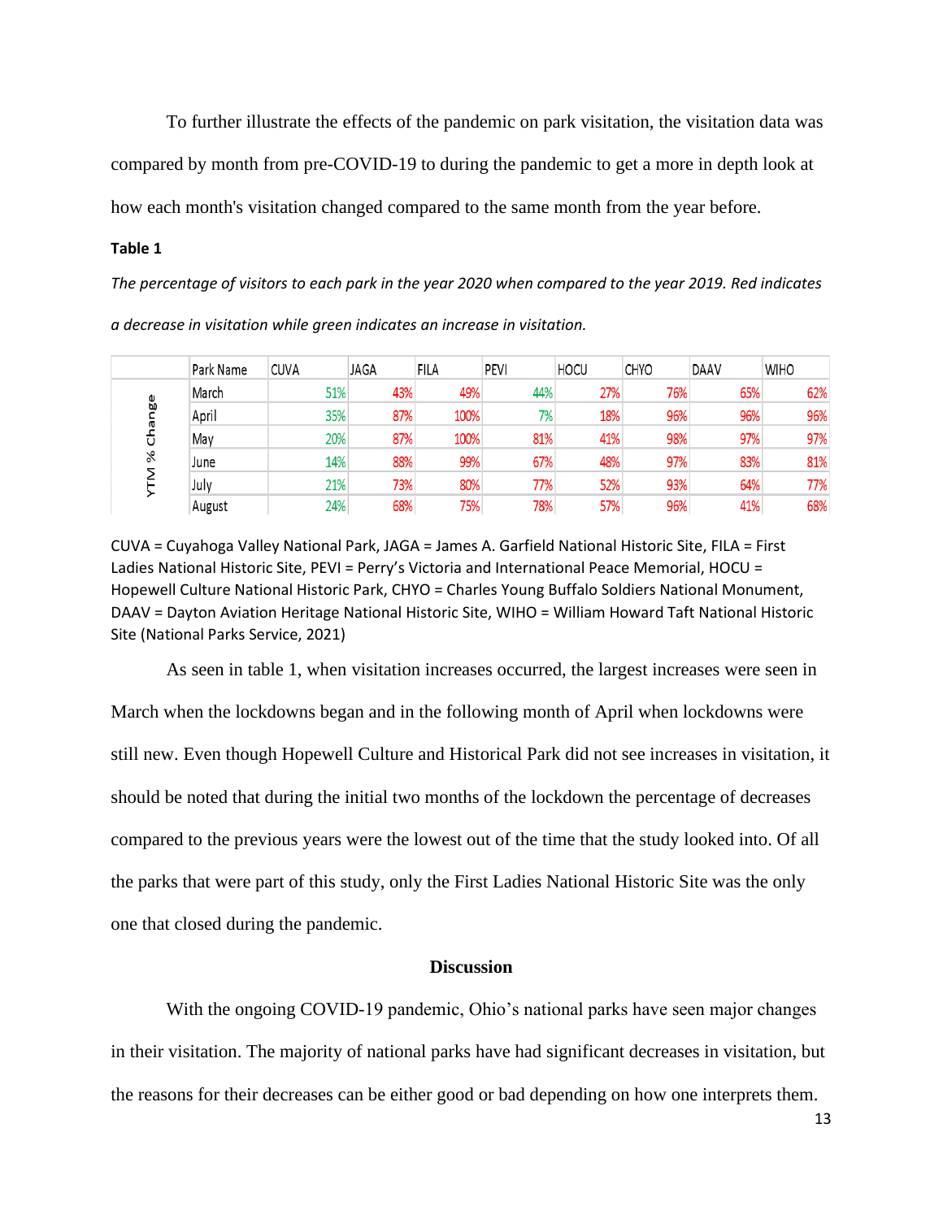To further illustrate the effects of the pandemic on park visitation, the visitation data was compared by month from pre-COVID-19 to during the pandemic to get a more in depth look at how each month's visitation changed compared to the same month from the year before.

**Table 1**

*The percentage of visitors to each park in the year 2020 when compared to the year 2019. Red indicates a decrease in visitation while green indicates an increase in visitation.*

| | Park Name | CUVA | JAGA | FILA | PEVI | HOCU | CHYO | DAAV | WIHO |
|---|---|---|---|---|---|---|---|---|---|
| YTM % Change | March | 51% | 43% | 49% | 44% | 27% | 76% | 65% | 62% |
| | April | 35% | 87% | 100% | 7% | 18% | 96% | 96% | 96% |
| | May | 20% | 87% | 100% | 81% | 41% | 98% | 97% | 97% |
| | June | 14% | 88% | 99% | 67% | 48% | 97% | 83% | 81% |
| | July | 21% | 73% | 80% | 77% | 52% | 93% | 64% | 77% |
| | August | 24% | 68% | 75% | 78% | 57% | 96% | 41% | 68% |

CUVA = Cuyahoga Valley National Park, JAGA = James A. Garfield National Historic Site, FILA = First Ladies National Historic Site, PEVI = Perry's Victoria and International Peace Memorial, HOCU = Hopewell Culture National Historic Park, CHYO = Charles Young Buffalo Soldiers National Monument, DAAV = Dayton Aviation Heritage National Historic Site, WIHO = William Howard Taft National Historic Site (National Parks Service, 2021)

As seen in table 1, when visitation increases occurred, the largest increases were seen in March when the lockdowns began and in the following month of April when lockdowns were still new. Even though Hopewell Culture and Historical Park did not see increases in visitation, it should be noted that during the initial two months of the lockdown the percentage of decreases compared to the previous years were the lowest out of the time that the study looked into. Of all the parks that were part of this study, only the First Ladies National Historic Site was the only one that closed during the pandemic.

## Discussion

With the ongoing COVID-19 pandemic, Ohio's national parks have seen major changes in their visitation. The majority of national parks have had significant decreases in visitation, but the reasons for their decreases can be either good or bad depending on how one interprets them.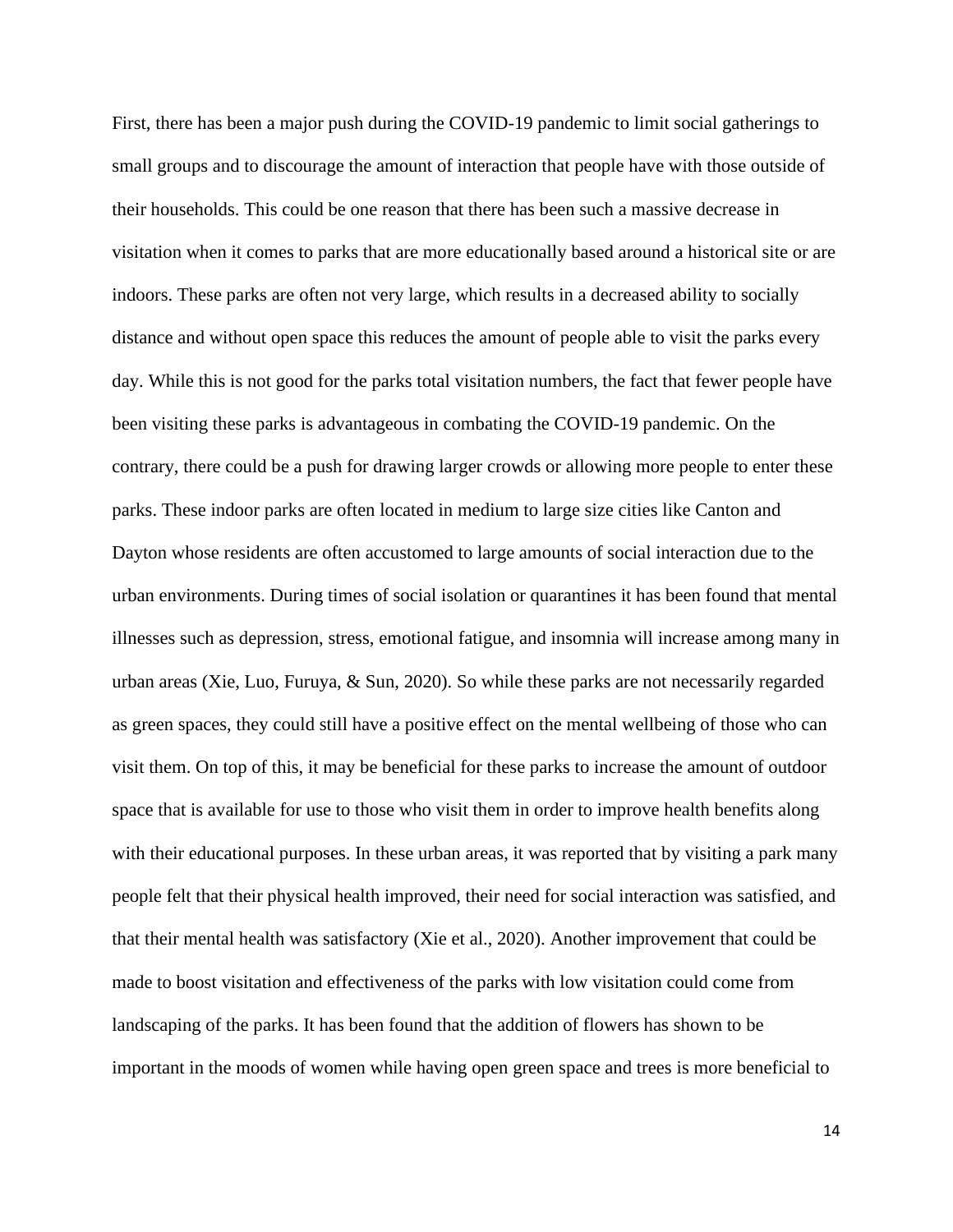First, there has been a major push during the COVID-19 pandemic to limit social gatherings to small groups and to discourage the amount of interaction that people have with those outside of their households. This could be one reason that there has been such a massive decrease in visitation when it comes to parks that are more educationally based around a historical site or are indoors. These parks are often not very large, which results in a decreased ability to socially distance and without open space this reduces the amount of people able to visit the parks every day. While this is not good for the parks total visitation numbers, the fact that fewer people have been visiting these parks is advantageous in combating the COVID-19 pandemic. On the contrary, there could be a push for drawing larger crowds or allowing more people to enter these parks. These indoor parks are often located in medium to large size cities like Canton and Dayton whose residents are often accustomed to large amounts of social interaction due to the urban environments. During times of social isolation or quarantines it has been found that mental illnesses such as depression, stress, emotional fatigue, and insomnia will increase among many in urban areas (Xie, Luo, Furuya, & Sun, 2020). So while these parks are not necessarily regarded as green spaces, they could still have a positive effect on the mental wellbeing of those who can visit them. On top of this, it may be beneficial for these parks to increase the amount of outdoor space that is available for use to those who visit them in order to improve health benefits along with their educational purposes. In these urban areas, it was reported that by visiting a park many people felt that their physical health improved, their need for social interaction was satisfied, and that their mental health was satisfactory (Xie et al., 2020). Another improvement that could be made to boost visitation and effectiveness of the parks with low visitation could come from landscaping of the parks. It has been found that the addition of flowers has shown to be important in the moods of women while having open green space and trees is more beneficial to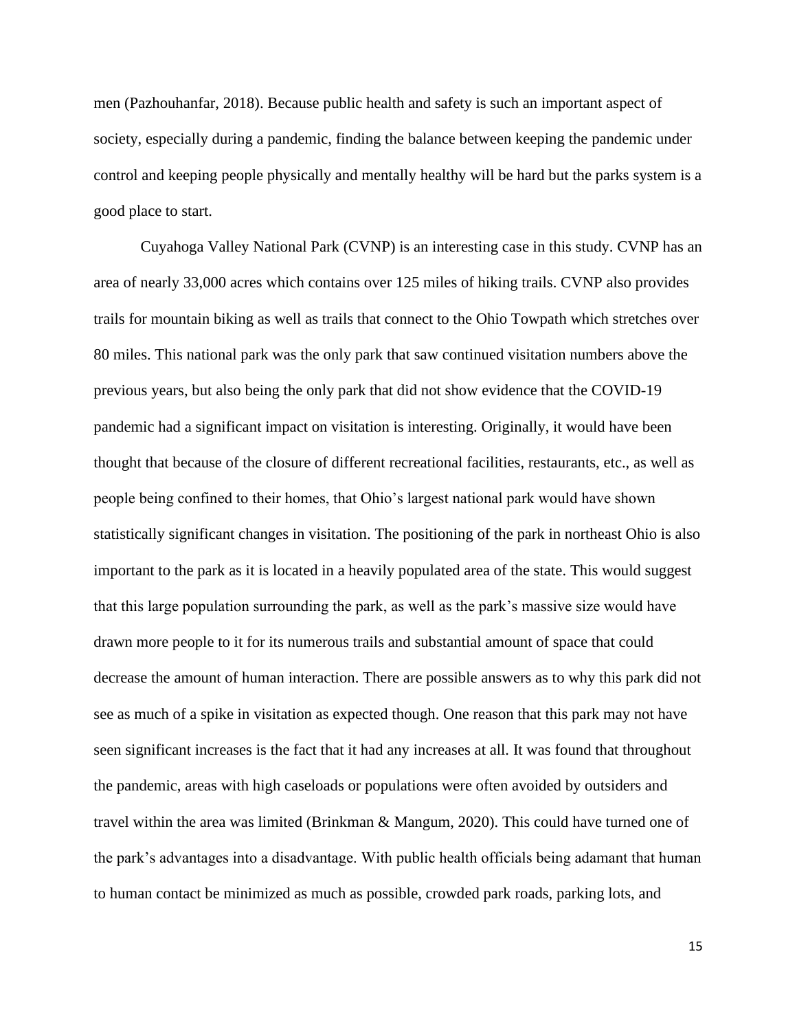men (Pazhouhanfar, 2018). Because public health and safety is such an important aspect of society, especially during a pandemic, finding the balance between keeping the pandemic under control and keeping people physically and mentally healthy will be hard but the parks system is a good place to start.

Cuyahoga Valley National Park (CVNP) is an interesting case in this study. CVNP has an area of nearly 33,000 acres which contains over 125 miles of hiking trails. CVNP also provides trails for mountain biking as well as trails that connect to the Ohio Towpath which stretches over 80 miles. This national park was the only park that saw continued visitation numbers above the previous years, but also being the only park that did not show evidence that the COVID-19 pandemic had a significant impact on visitation is interesting. Originally, it would have been thought that because of the closure of different recreational facilities, restaurants, etc., as well as people being confined to their homes, that Ohio's largest national park would have shown statistically significant changes in visitation. The positioning of the park in northeast Ohio is also important to the park as it is located in a heavily populated area of the state. This would suggest that this large population surrounding the park, as well as the park's massive size would have drawn more people to it for its numerous trails and substantial amount of space that could decrease the amount of human interaction. There are possible answers as to why this park did not see as much of a spike in visitation as expected though. One reason that this park may not have seen significant increases is the fact that it had any increases at all. It was found that throughout the pandemic, areas with high caseloads or populations were often avoided by outsiders and travel within the area was limited (Brinkman & Mangum, 2020). This could have turned one of the park's advantages into a disadvantage. With public health officials being adamant that human to human contact be minimized as much as possible, crowded park roads, parking lots, and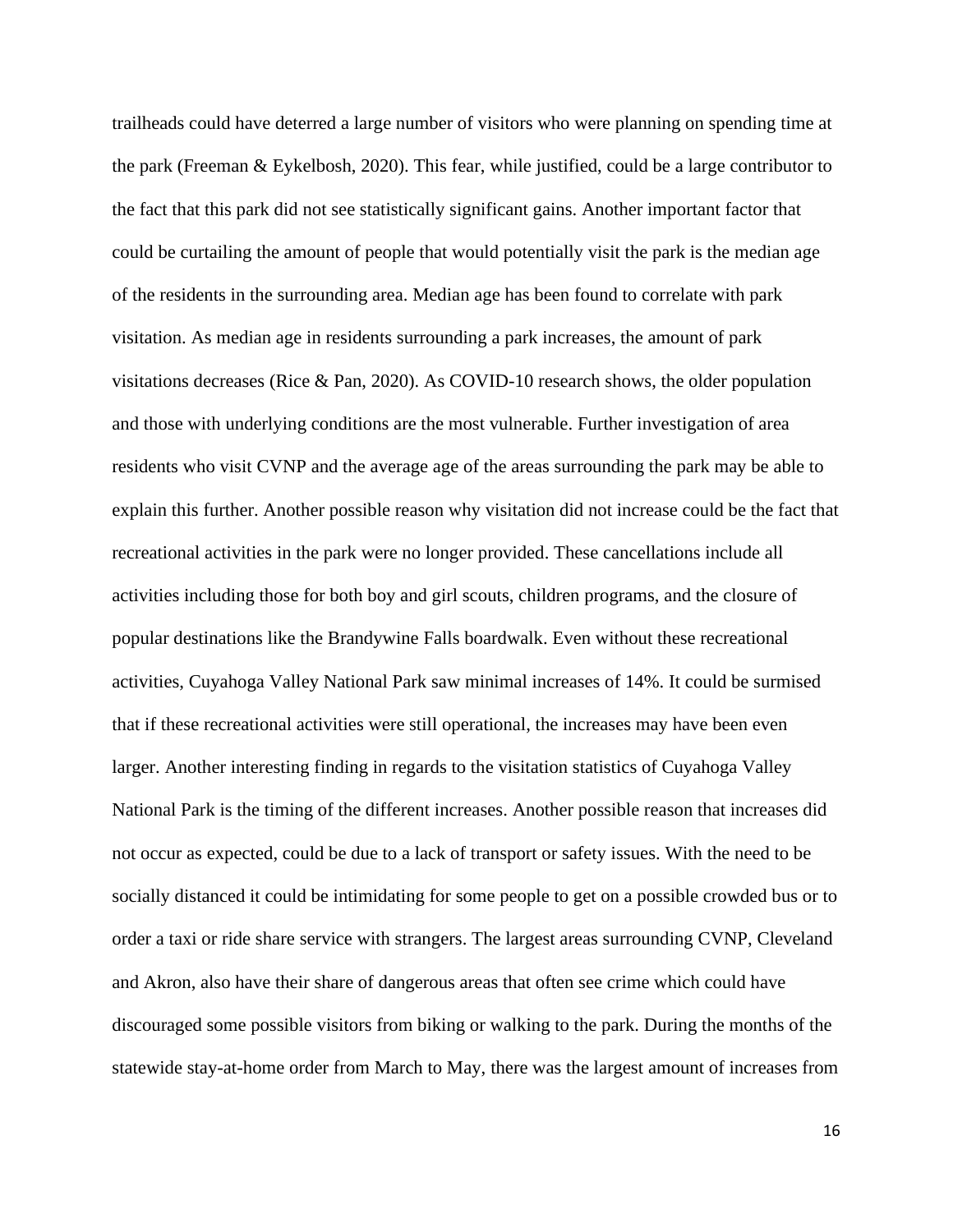trailheads could have deterred a large number of visitors who were planning on spending time at the park (Freeman & Eykelbosh, 2020). This fear, while justified, could be a large contributor to the fact that this park did not see statistically significant gains. Another important factor that could be curtailing the amount of people that would potentially visit the park is the median age of the residents in the surrounding area. Median age has been found to correlate with park visitation. As median age in residents surrounding a park increases, the amount of park visitations decreases (Rice & Pan, 2020). As COVID-10 research shows, the older population and those with underlying conditions are the most vulnerable. Further investigation of area residents who visit CVNP and the average age of the areas surrounding the park may be able to explain this further. Another possible reason why visitation did not increase could be the fact that recreational activities in the park were no longer provided. These cancellations include all activities including those for both boy and girl scouts, children programs, and the closure of popular destinations like the Brandywine Falls boardwalk. Even without these recreational activities, Cuyahoga Valley National Park saw minimal increases of 14%. It could be surmised that if these recreational activities were still operational, the increases may have been even larger. Another interesting finding in regards to the visitation statistics of Cuyahoga Valley National Park is the timing of the different increases. Another possible reason that increases did not occur as expected, could be due to a lack of transport or safety issues. With the need to be socially distanced it could be intimidating for some people to get on a possible crowded bus or to order a taxi or ride share service with strangers. The largest areas surrounding CVNP, Cleveland and Akron, also have their share of dangerous areas that often see crime which could have discouraged some possible visitors from biking or walking to the park. During the months of the statewide stay-at-home order from March to May, there was the largest amount of increases from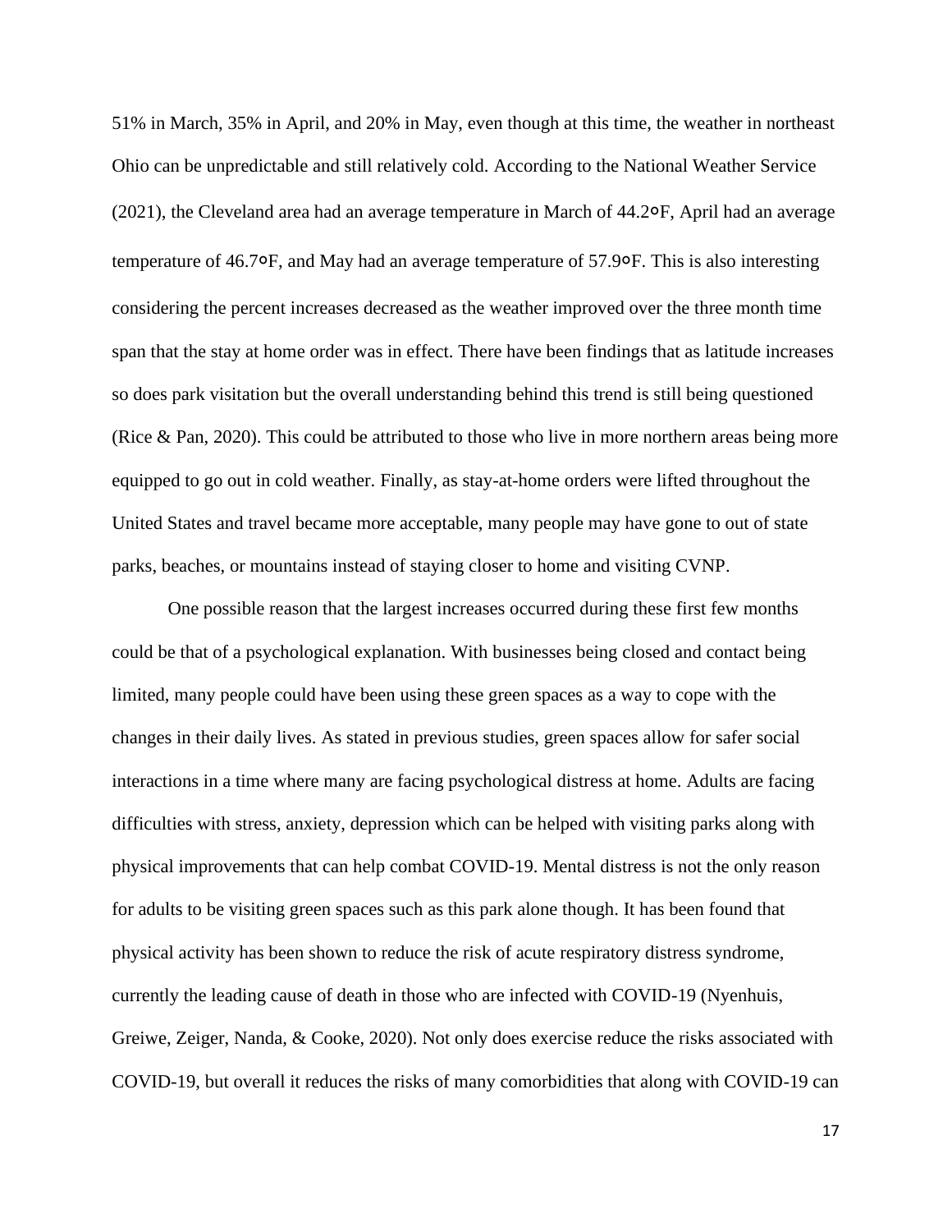51% in March, 35% in April, and 20% in May, even though at this time, the weather in northeast Ohio can be unpredictable and still relatively cold. According to the National Weather Service (2021), the Cleveland area had an average temperature in March of 44.2°F, April had an average temperature of 46.7°F, and May had an average temperature of 57.9°F. This is also interesting considering the percent increases decreased as the weather improved over the three month time span that the stay at home order was in effect. There have been findings that as latitude increases so does park visitation but the overall understanding behind this trend is still being questioned (Rice & Pan, 2020). This could be attributed to those who live in more northern areas being more equipped to go out in cold weather. Finally, as stay-at-home orders were lifted throughout the United States and travel became more acceptable, many people may have gone to out of state parks, beaches, or mountains instead of staying closer to home and visiting CVNP.

One possible reason that the largest increases occurred during these first few months could be that of a psychological explanation. With businesses being closed and contact being limited, many people could have been using these green spaces as a way to cope with the changes in their daily lives. As stated in previous studies, green spaces allow for safer social interactions in a time where many are facing psychological distress at home. Adults are facing difficulties with stress, anxiety, depression which can be helped with visiting parks along with physical improvements that can help combat COVID-19. Mental distress is not the only reason for adults to be visiting green spaces such as this park alone though. It has been found that physical activity has been shown to reduce the risk of acute respiratory distress syndrome, currently the leading cause of death in those who are infected with COVID-19 (Nyenhuis, Greiwe, Zeiger, Nanda, & Cooke, 2020). Not only does exercise reduce the risks associated with COVID-19, but overall it reduces the risks of many comorbidities that along with COVID-19 can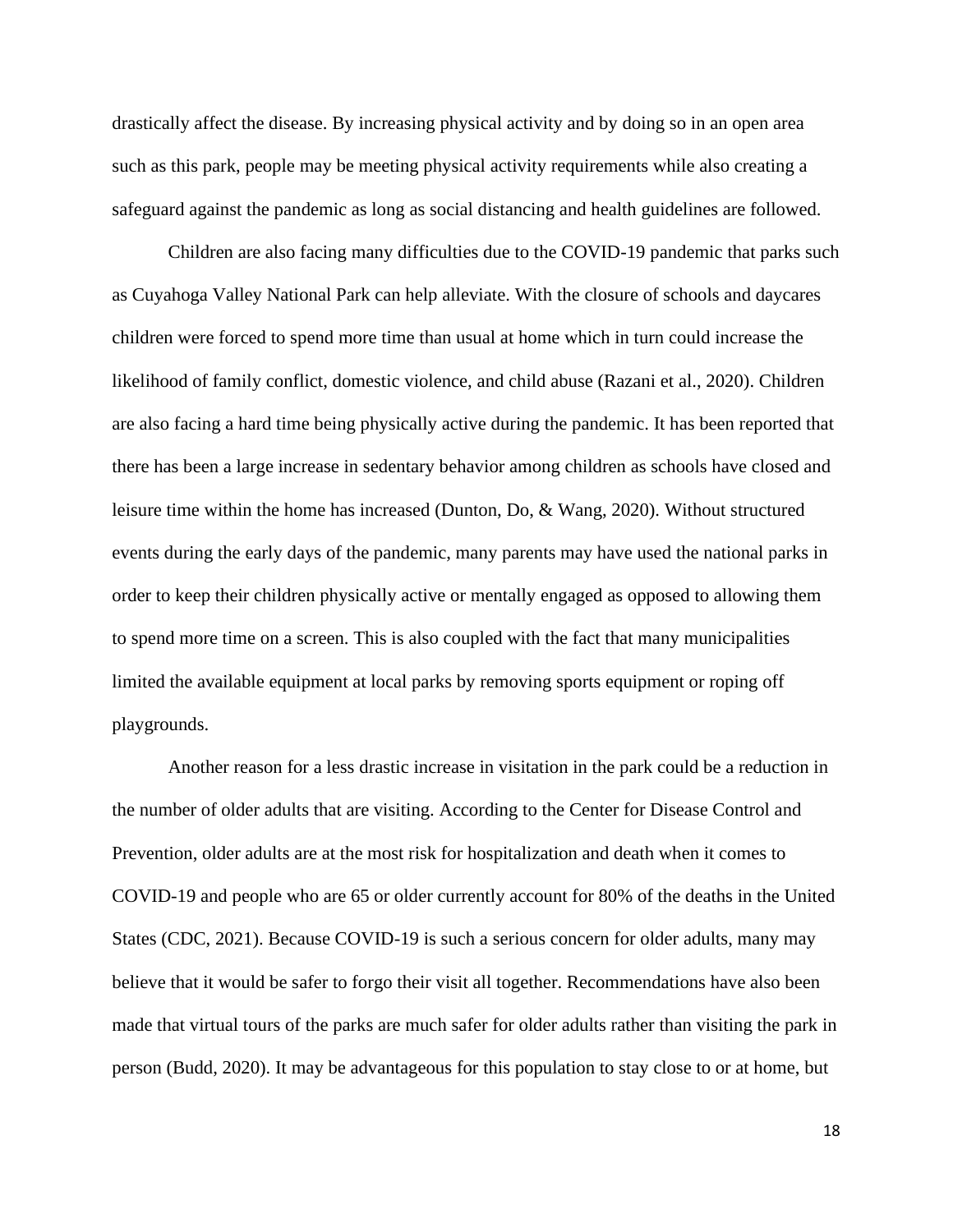drastically affect the disease. By increasing physical activity and by doing so in an open area such as this park, people may be meeting physical activity requirements while also creating a safeguard against the pandemic as long as social distancing and health guidelines are followed.

Children are also facing many difficulties due to the COVID-19 pandemic that parks such as Cuyahoga Valley National Park can help alleviate. With the closure of schools and daycares children were forced to spend more time than usual at home which in turn could increase the likelihood of family conflict, domestic violence, and child abuse (Razani et al., 2020). Children are also facing a hard time being physically active during the pandemic. It has been reported that there has been a large increase in sedentary behavior among children as schools have closed and leisure time within the home has increased (Dunton, Do, & Wang, 2020). Without structured events during the early days of the pandemic, many parents may have used the national parks in order to keep their children physically active or mentally engaged as opposed to allowing them to spend more time on a screen. This is also coupled with the fact that many municipalities limited the available equipment at local parks by removing sports equipment or roping off playgrounds.

Another reason for a less drastic increase in visitation in the park could be a reduction in the number of older adults that are visiting. According to the Center for Disease Control and Prevention, older adults are at the most risk for hospitalization and death when it comes to COVID-19 and people who are 65 or older currently account for 80% of the deaths in the United States (CDC, 2021). Because COVID-19 is such a serious concern for older adults, many may believe that it would be safer to forgo their visit all together. Recommendations have also been made that virtual tours of the parks are much safer for older adults rather than visiting the park in person (Budd, 2020). It may be advantageous for this population to stay close to or at home, but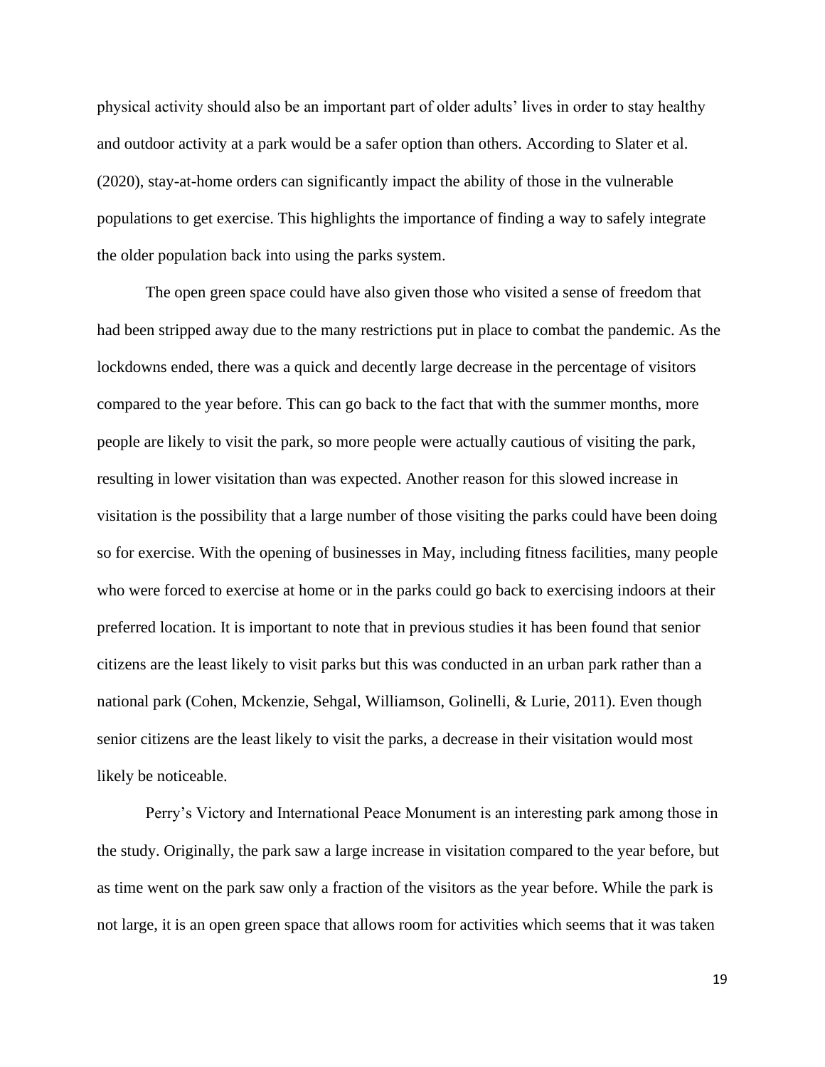physical activity should also be an important part of older adults' lives in order to stay healthy and outdoor activity at a park would be a safer option than others. According to Slater et al. (2020), stay-at-home orders can significantly impact the ability of those in the vulnerable populations to get exercise. This highlights the importance of finding a way to safely integrate the older population back into using the parks system.

The open green space could have also given those who visited a sense of freedom that had been stripped away due to the many restrictions put in place to combat the pandemic. As the lockdowns ended, there was a quick and decently large decrease in the percentage of visitors compared to the year before. This can go back to the fact that with the summer months, more people are likely to visit the park, so more people were actually cautious of visiting the park, resulting in lower visitation than was expected. Another reason for this slowed increase in visitation is the possibility that a large number of those visiting the parks could have been doing so for exercise. With the opening of businesses in May, including fitness facilities, many people who were forced to exercise at home or in the parks could go back to exercising indoors at their preferred location. It is important to note that in previous studies it has been found that senior citizens are the least likely to visit parks but this was conducted in an urban park rather than a national park (Cohen, Mckenzie, Sehgal, Williamson, Golinelli, & Lurie, 2011). Even though senior citizens are the least likely to visit the parks, a decrease in their visitation would most likely be noticeable.

Perry's Victory and International Peace Monument is an interesting park among those in the study. Originally, the park saw a large increase in visitation compared to the year before, but as time went on the park saw only a fraction of the visitors as the year before. While the park is not large, it is an open green space that allows room for activities which seems that it was taken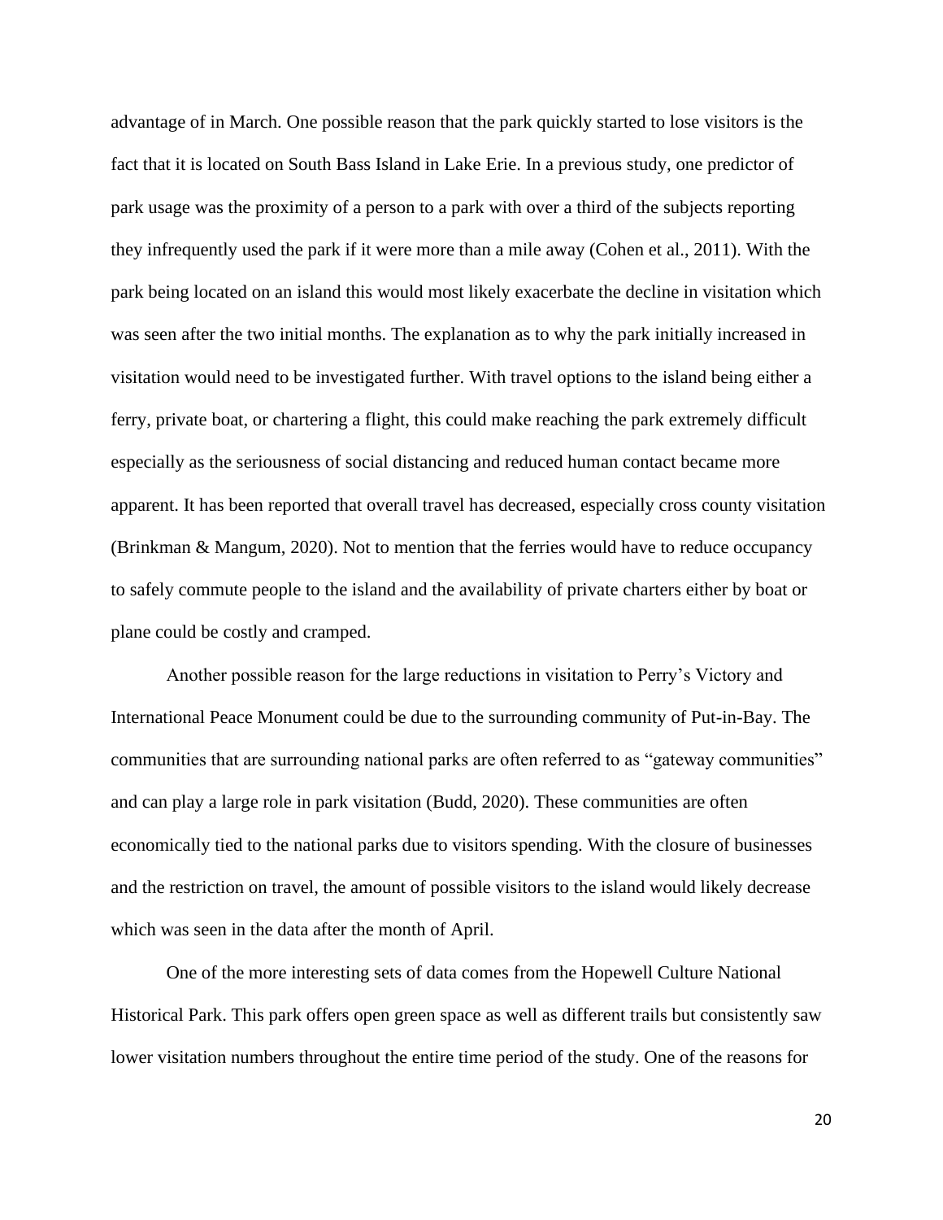advantage of in March. One possible reason that the park quickly started to lose visitors is the fact that it is located on South Bass Island in Lake Erie. In a previous study, one predictor of park usage was the proximity of a person to a park with over a third of the subjects reporting they infrequently used the park if it were more than a mile away (Cohen et al., 2011). With the park being located on an island this would most likely exacerbate the decline in visitation which was seen after the two initial months. The explanation as to why the park initially increased in visitation would need to be investigated further. With travel options to the island being either a ferry, private boat, or chartering a flight, this could make reaching the park extremely difficult especially as the seriousness of social distancing and reduced human contact became more apparent. It has been reported that overall travel has decreased, especially cross county visitation (Brinkman & Mangum, 2020). Not to mention that the ferries would have to reduce occupancy to safely commute people to the island and the availability of private charters either by boat or plane could be costly and cramped.

Another possible reason for the large reductions in visitation to Perry's Victory and International Peace Monument could be due to the surrounding community of Put-in-Bay. The communities that are surrounding national parks are often referred to as "gateway communities" and can play a large role in park visitation (Budd, 2020). These communities are often economically tied to the national parks due to visitors spending. With the closure of businesses and the restriction on travel, the amount of possible visitors to the island would likely decrease which was seen in the data after the month of April.

One of the more interesting sets of data comes from the Hopewell Culture National Historical Park. This park offers open green space as well as different trails but consistently saw lower visitation numbers throughout the entire time period of the study. One of the reasons for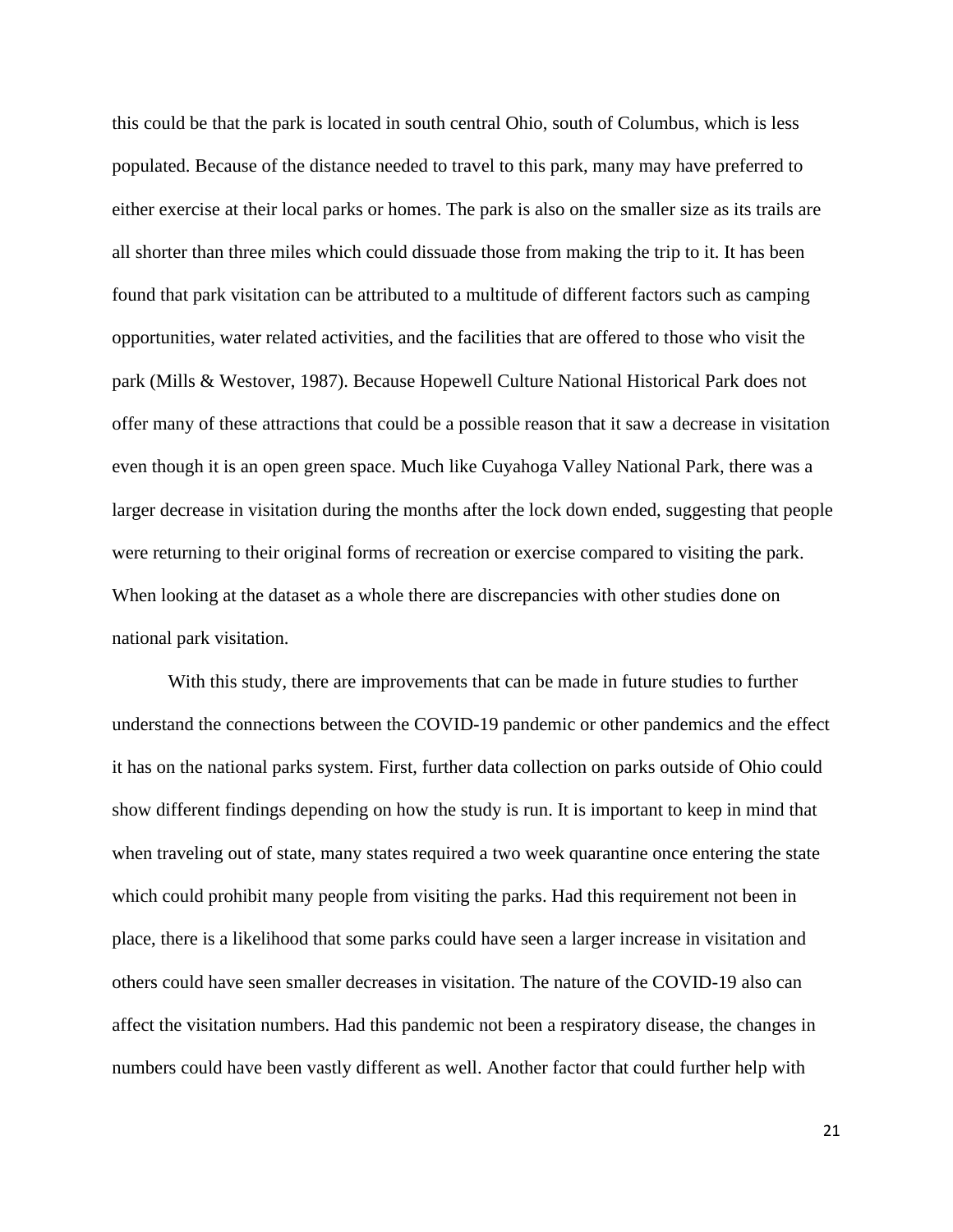this could be that the park is located in south central Ohio, south of Columbus, which is less populated. Because of the distance needed to travel to this park, many may have preferred to either exercise at their local parks or homes. The park is also on the smaller size as its trails are all shorter than three miles which could dissuade those from making the trip to it. It has been found that park visitation can be attributed to a multitude of different factors such as camping opportunities, water related activities, and the facilities that are offered to those who visit the park (Mills & Westover, 1987). Because Hopewell Culture National Historical Park does not offer many of these attractions that could be a possible reason that it saw a decrease in visitation even though it is an open green space. Much like Cuyahoga Valley National Park, there was a larger decrease in visitation during the months after the lock down ended, suggesting that people were returning to their original forms of recreation or exercise compared to visiting the park. When looking at the dataset as a whole there are discrepancies with other studies done on national park visitation.

With this study, there are improvements that can be made in future studies to further understand the connections between the COVID-19 pandemic or other pandemics and the effect it has on the national parks system. First, further data collection on parks outside of Ohio could show different findings depending on how the study is run. It is important to keep in mind that when traveling out of state, many states required a two week quarantine once entering the state which could prohibit many people from visiting the parks. Had this requirement not been in place, there is a likelihood that some parks could have seen a larger increase in visitation and others could have seen smaller decreases in visitation. The nature of the COVID-19 also can affect the visitation numbers. Had this pandemic not been a respiratory disease, the changes in numbers could have been vastly different as well. Another factor that could further help with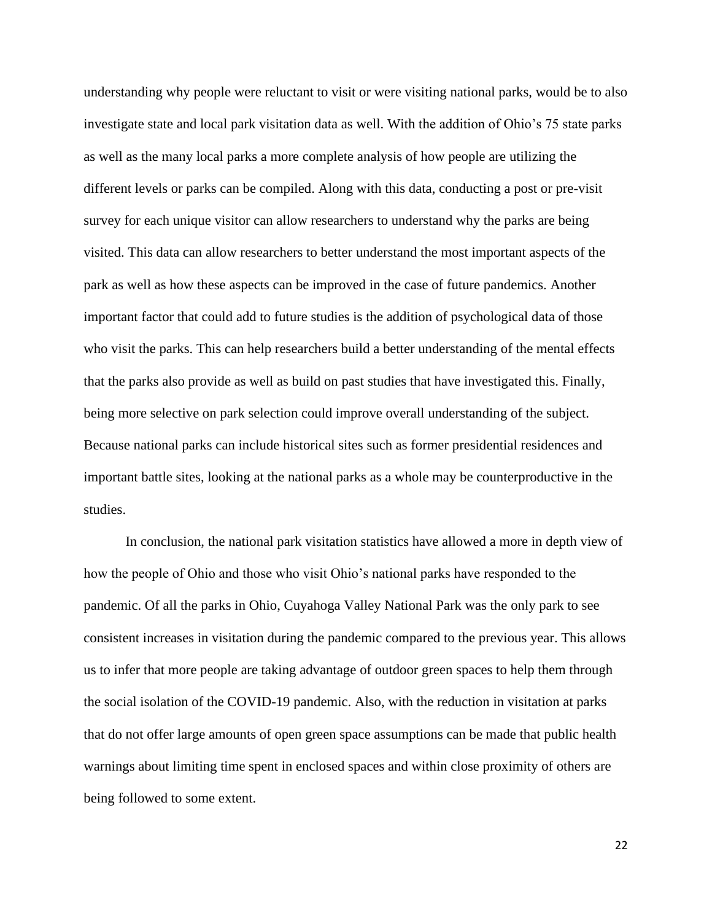understanding why people were reluctant to visit or were visiting national parks, would be to also investigate state and local park visitation data as well. With the addition of Ohio's 75 state parks as well as the many local parks a more complete analysis of how people are utilizing the different levels or parks can be compiled. Along with this data, conducting a post or pre-visit survey for each unique visitor can allow researchers to understand why the parks are being visited. This data can allow researchers to better understand the most important aspects of the park as well as how these aspects can be improved in the case of future pandemics. Another important factor that could add to future studies is the addition of psychological data of those who visit the parks. This can help researchers build a better understanding of the mental effects that the parks also provide as well as build on past studies that have investigated this. Finally, being more selective on park selection could improve overall understanding of the subject. Because national parks can include historical sites such as former presidential residences and important battle sites, looking at the national parks as a whole may be counterproductive in the studies.

In conclusion, the national park visitation statistics have allowed a more in depth view of how the people of Ohio and those who visit Ohio's national parks have responded to the pandemic. Of all the parks in Ohio, Cuyahoga Valley National Park was the only park to see consistent increases in visitation during the pandemic compared to the previous year. This allows us to infer that more people are taking advantage of outdoor green spaces to help them through the social isolation of the COVID-19 pandemic. Also, with the reduction in visitation at parks that do not offer large amounts of open green space assumptions can be made that public health warnings about limiting time spent in enclosed spaces and within close proximity of others are being followed to some extent.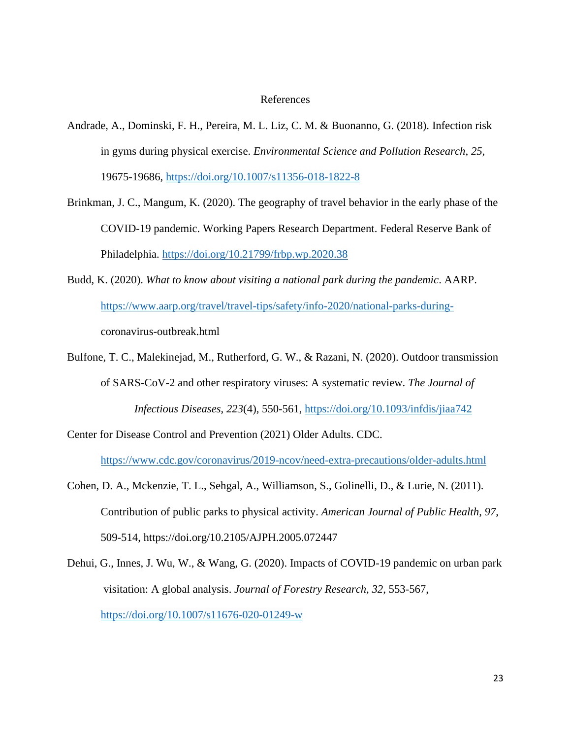# References

Andrade, A., Dominski, F. H., Pereira, M. L. Liz, C. M. & Buonanno, G. (2018). Infection risk in gyms during physical exercise. *Environmental Science and Pollution Research*, *25*, 19675-19686, https://doi.org/10.1007/s11356-018-1822-8

Brinkman, J. C., Mangum, K. (2020). The geography of travel behavior in the early phase of the COVID-19 pandemic. Working Papers Research Department. Federal Reserve Bank of Philadelphia. https://doi.org/10.21799/frbp.wp.2020.38

Budd, K. (2020). *What to know about visiting a national park during the pandemic*. AARP. https://www.aarp.org/travel/travel-tips/safety/info-2020/national-parks-during-coronavirus-outbreak.html

Bulfone, T. C., Malekinejad, M., Rutherford, G. W., & Razani, N. (2020). Outdoor transmission of SARS-CoV-2 and other respiratory viruses: A systematic review. *The Journal of Infectious Diseases*, *223*(4), 550-561, https://doi.org/10.1093/infdis/jiaa742

Center for Disease Control and Prevention (2021) Older Adults. CDC. https://www.cdc.gov/coronavirus/2019-ncov/need-extra-precautions/older-adults.html

Cohen, D. A., Mckenzie, T. L., Sehgal, A., Williamson, S., Golinelli, D., & Lurie, N. (2011). Contribution of public parks to physical activity. *American Journal of Public Health*, *97*, 509-514, https://doi.org/10.2105/AJPH.2005.072447

Dehui, G., Innes, J. Wu, W., & Wang, G. (2020). Impacts of COVID-19 pandemic on urban park visitation: A global analysis. *Journal of Forestry Research, 32*, 553-567, https://doi.org/10.1007/s11676-020-01249-w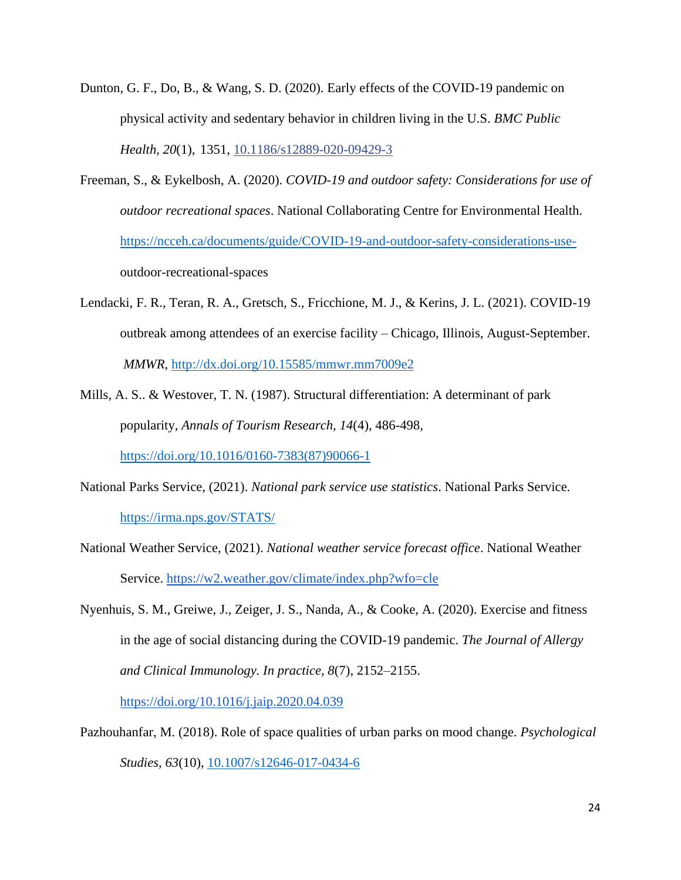Dunton, G. F., Do, B., & Wang, S. D. (2020). Early effects of the COVID-19 pandemic on physical activity and sedentary behavior in children living in the U.S. *BMC Public Health, 20*(1), 1351, 10.1186/s12889-020-09429-3

Freeman, S., & Eykelbosh, A. (2020). *COVID-19 and outdoor safety: Considerations for use of outdoor recreational spaces*. National Collaborating Centre for Environmental Health. https://ncceh.ca/documents/guide/COVID-19-and-outdoor-safety-considerations-use-outdoor-recreational-spaces

Lendacki, F. R., Teran, R. A., Gretsch, S., Fricchione, M. J., & Kerins, J. L. (2021). COVID-19 outbreak among attendees of an exercise facility – Chicago, Illinois, August-September. *MMWR*, http://dx.doi.org/10.15585/mmwr.mm7009e2

Mills, A. S.. & Westover, T. N. (1987). Structural differentiation: A determinant of park popularity, *Annals of Tourism Research, 14*(4), 486-498, https://doi.org/10.1016/0160-7383(87)90066-1

National Parks Service, (2021). *National park service use statistics*. National Parks Service. https://irma.nps.gov/STATS/

National Weather Service, (2021). *National weather service forecast office*. National Weather Service. https://w2.weather.gov/climate/index.php?wfo=cle

Nyenhuis, S. M., Greiwe, J., Zeiger, J. S., Nanda, A., & Cooke, A. (2020). Exercise and fitness in the age of social distancing during the COVID-19 pandemic. *The Journal of Allergy and Clinical Immunology. In practice, 8*(7), 2152–2155. https://doi.org/10.1016/j.jaip.2020.04.039

Pazhouhanfar, M. (2018). Role of space qualities of urban parks on mood change. *Psychological Studies, 63*(10), 10.1007/s12646-017-0434-6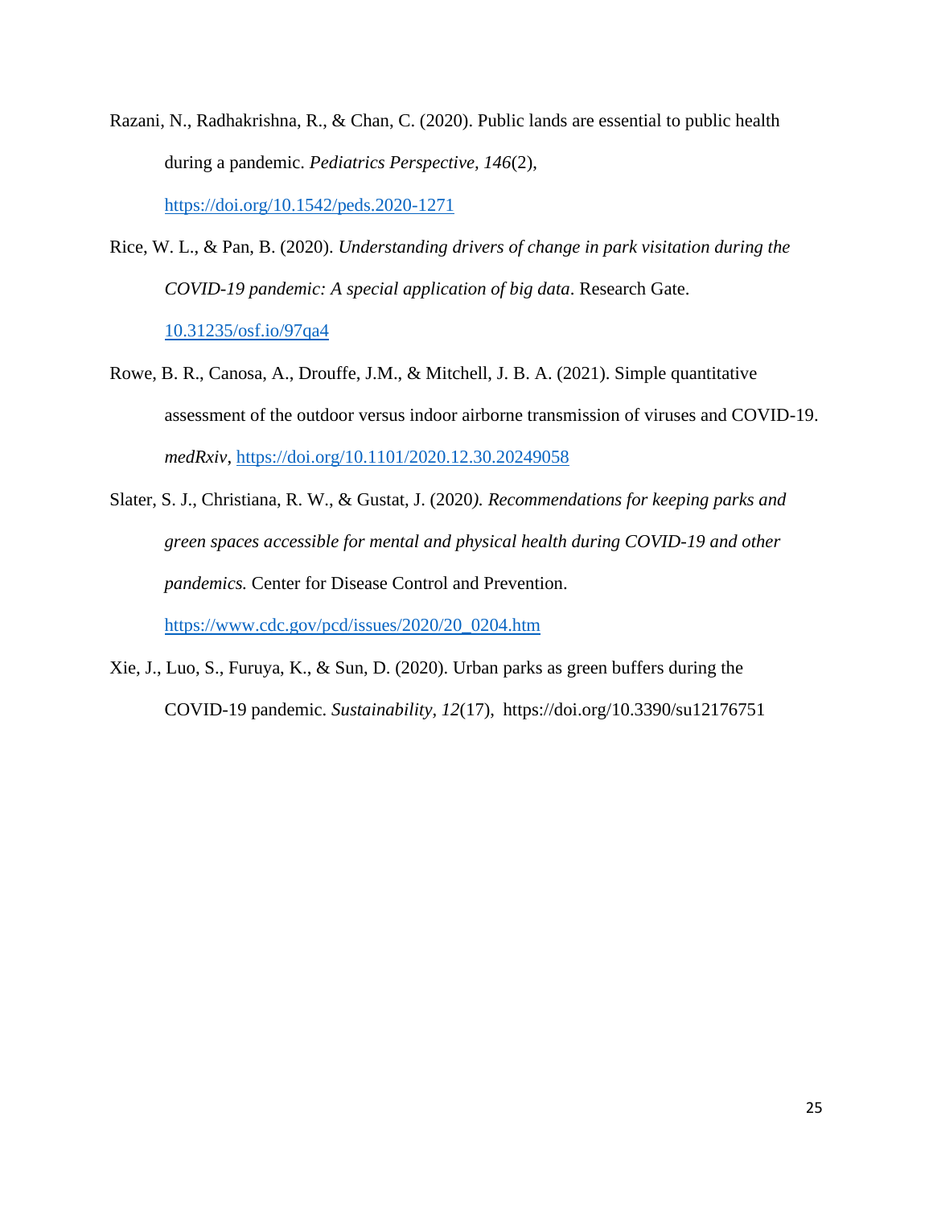Razani, N., Radhakrishna, R., & Chan, C. (2020). Public lands are essential to public health during a pandemic. *Pediatrics Perspective, 146*(2), https://doi.org/10.1542/peds.2020-1271

Rice, W. L., & Pan, B. (2020). *Understanding drivers of change in park visitation during the COVID-19 pandemic: A special application of big data*. Research Gate. 10.31235/osf.io/97qa4

Rowe, B. R., Canosa, A., Drouffe, J.M., & Mitchell, J. B. A. (2021). Simple quantitative assessment of the outdoor versus indoor airborne transmission of viruses and COVID-19. *medRxiv*, https://doi.org/10.1101/2020.12.30.20249058

Slater, S. J., Christiana, R. W., & Gustat, J. (2020*). Recommendations for keeping parks and green spaces accessible for mental and physical health during COVID-19 and other pandemics.* Center for Disease Control and Prevention. https://www.cdc.gov/pcd/issues/2020/20_0204.htm

Xie, J., Luo, S., Furuya, K., & Sun, D. (2020). Urban parks as green buffers during the COVID-19 pandemic. *Sustainability*, *12*(17), https://doi.org/10.3390/su12176751